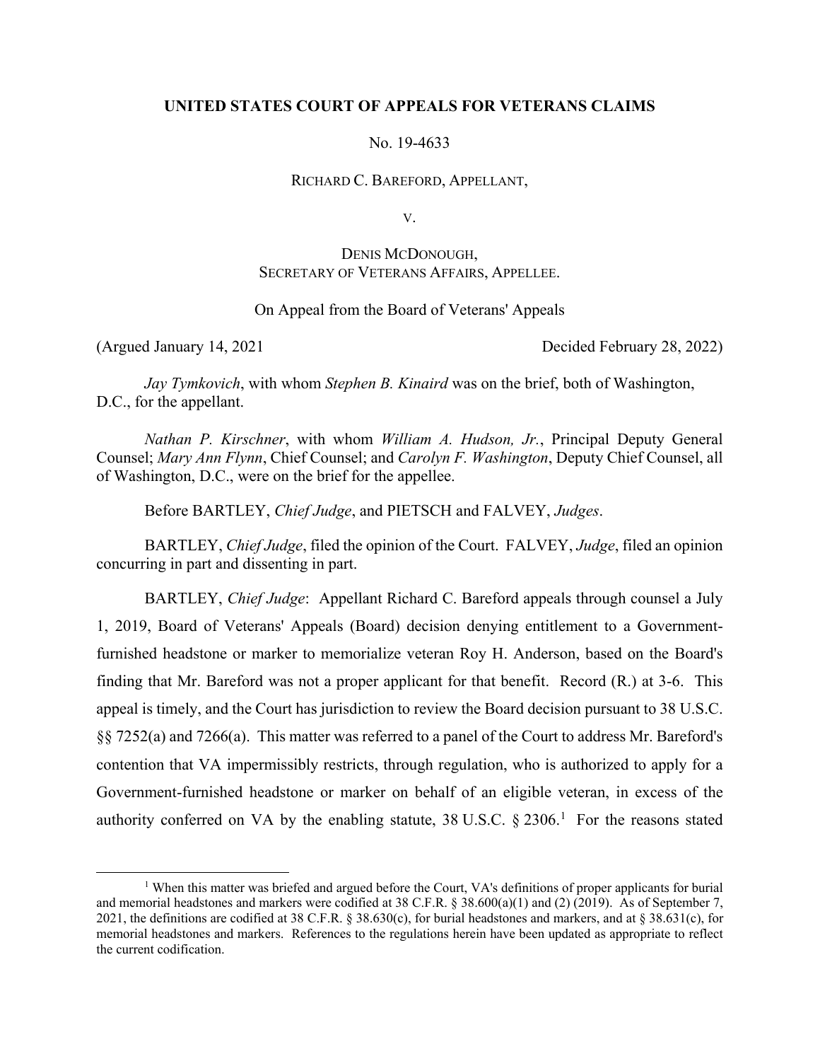**UNITED STATES COURT OF APPEALS FOR VETERANS CLAIMS**

No. 19-4633

RICHARD C. BAREFORD, APPELLANT,

V.

DENIS MCDONOUGH,
SECRETARY OF VETERANS AFFAIRS, APPELLEE.

On Appeal from the Board of Veterans' Appeals

(Argued January 14, 2021 Decided February 28, 2022)

*Jay Tymkovich*, with whom *Stephen B. Kinaird* was on the brief, both of Washington, D.C., for the appellant.

*Nathan P. Kirschner*, with whom *William A. Hudson, Jr.*, Principal Deputy General Counsel; *Mary Ann Flynn*, Chief Counsel; and *Carolyn F. Washington*, Deputy Chief Counsel, all of Washington, D.C., were on the brief for the appellee.

Before BARTLEY, *Chief Judge*, and PIETSCH and FALVEY, *Judges*.

BARTLEY, *Chief Judge*, filed the opinion of the Court. FALVEY, *Judge*, filed an opinion concurring in part and dissenting in part.

BARTLEY, *Chief Judge*: Appellant Richard C. Bareford appeals through counsel a July 1, 2019, Board of Veterans' Appeals (Board) decision denying entitlement to a Government-furnished headstone or marker to memorialize veteran Roy H. Anderson, based on the Board's finding that Mr. Bareford was not a proper applicant for that benefit. Record (R.) at 3-6. This appeal is timely, and the Court has jurisdiction to review the Board decision pursuant to 38 U.S.C. §§ 7252(a) and 7266(a). This matter was referred to a panel of the Court to address Mr. Bareford's contention that VA impermissibly restricts, through regulation, who is authorized to apply for a Government-furnished headstone or marker on behalf of an eligible veteran, in excess of the authority conferred on VA by the enabling statute, 38 U.S.C. § 2306.[1] For the reasons stated

[1] When this matter was briefed and argued before the Court, VA's definitions of proper applicants for burial and memorial headstones and markers were codified at 38 C.F.R. § 38.600(a)(1) and (2) (2019). As of September 7, 2021, the definitions are codified at 38 C.F.R. § 38.630(c), for burial headstones and markers, and at § 38.631(c), for memorial headstones and markers. References to the regulations herein have been updated as appropriate to reflect the current codification.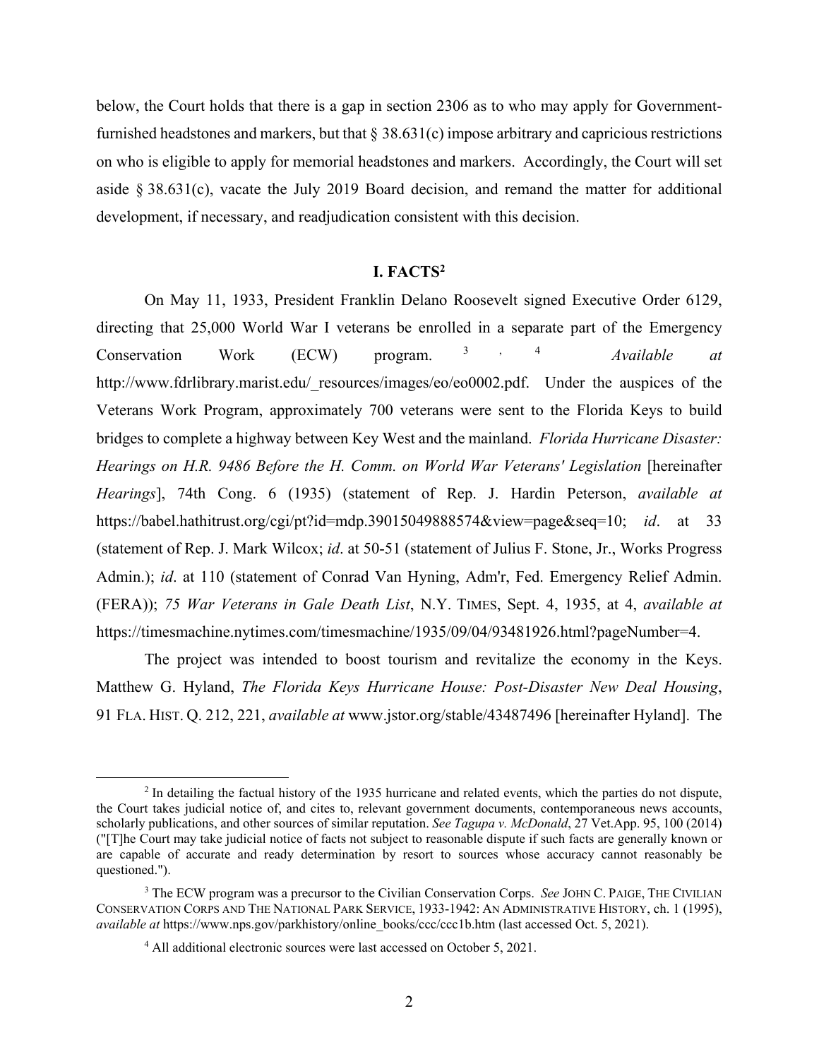below, the Court holds that there is a gap in section 2306 as to who may apply for Government-furnished headstones and markers, but that § 38.631(c) impose arbitrary and capricious restrictions on who is eligible to apply for memorial headstones and markers. Accordingly, the Court will set aside § 38.631(c), vacate the July 2019 Board decision, and remand the matter for additional development, if necessary, and readjudication consistent with this decision.

## I. FACTS[2]

On May 11, 1933, President Franklin Delano Roosevelt signed Executive Order 6129, directing that 25,000 World War I veterans be enrolled in a separate part of the Emergency Conservation Work (ECW) program.[3], [4] *Available at* http://www.fdrlibrary.marist.edu/_resources/images/eo/eo0002.pdf. Under the auspices of the Veterans Work Program, approximately 700 veterans were sent to the Florida Keys to build bridges to complete a highway between Key West and the mainland. *Florida Hurricane Disaster: Hearings on H.R. 9486 Before the H. Comm. on World War Veterans' Legislation* [hereinafter *Hearings*], 74th Cong. 6 (1935) (statement of Rep. J. Hardin Peterson, *available at* https://babel.hathitrust.org/cgi/pt?id=mdp.39015049888574&view=page&seq=10; *id*. at 33 (statement of Rep. J. Mark Wilcox; *id*. at 50-51 (statement of Julius F. Stone, Jr., Works Progress Admin.); *id*. at 110 (statement of Conrad Van Hyning, Adm'r, Fed. Emergency Relief Admin. (FERA)); *75 War Veterans in Gale Death List*, N.Y. TIMES, Sept. 4, 1935, at 4, *available at* https://timesmachine.nytimes.com/timesmachine/1935/09/04/93481926.html?pageNumber=4.

The project was intended to boost tourism and revitalize the economy in the Keys. Matthew G. Hyland, *The Florida Keys Hurricane House: Post-Disaster New Deal Housing*, 91 FLA. HIST. Q. 212, 221, *available at* www.jstor.org/stable/43487496 [hereinafter Hyland]. The

---

[2] In detailing the factual history of the 1935 hurricane and related events, which the parties do not dispute, the Court takes judicial notice of, and cites to, relevant government documents, contemporaneous news accounts, scholarly publications, and other sources of similar reputation. *See Tagupa v. McDonald*, 27 Vet.App. 95, 100 (2014) ("[T]he Court may take judicial notice of facts not subject to reasonable dispute if such facts are generally known or are capable of accurate and ready determination by resort to sources whose accuracy cannot reasonably be questioned.").

[3] The ECW program was a precursor to the Civilian Conservation Corps. *See* JOHN C. PAIGE, THE CIVILIAN CONSERVATION CORPS AND THE NATIONAL PARK SERVICE, 1933-1942: AN ADMINISTRATIVE HISTORY, ch. 1 (1995), *available at* https://www.nps.gov/parkhistory/online_books/ccc/ccc1b.htm (last accessed Oct. 5, 2021).

[4] All additional electronic sources were last accessed on October 5, 2021.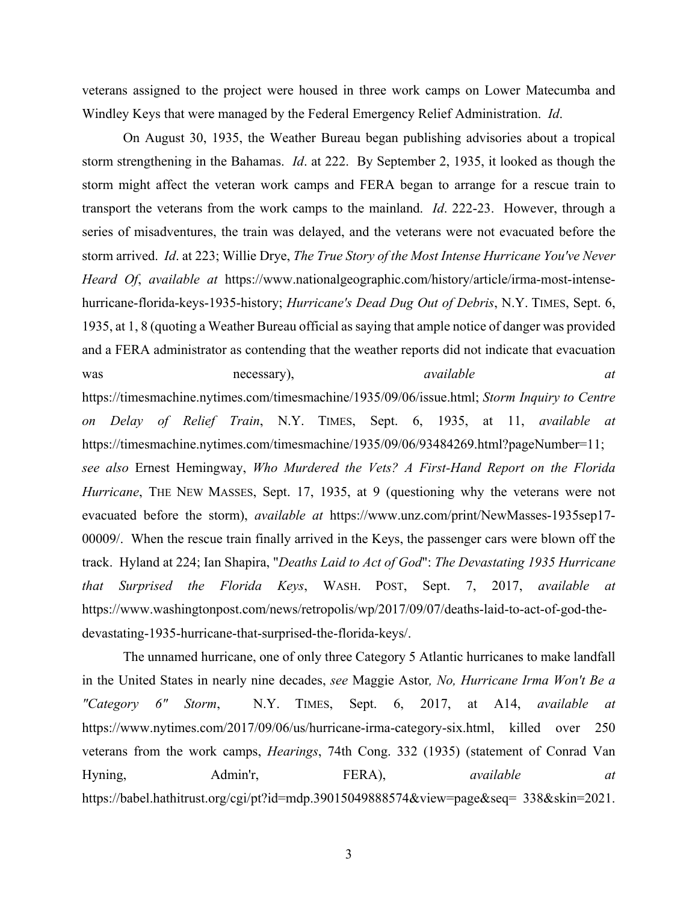veterans assigned to the project were housed in three work camps on Lower Matecumba and Windley Keys that were managed by the Federal Emergency Relief Administration. *Id*.

On August 30, 1935, the Weather Bureau began publishing advisories about a tropical storm strengthening in the Bahamas. *Id*. at 222. By September 2, 1935, it looked as though the storm might affect the veteran work camps and FERA began to arrange for a rescue train to transport the veterans from the work camps to the mainland. *Id*. 222-23. However, through a series of misadventures, the train was delayed, and the veterans were not evacuated before the storm arrived. *Id*. at 223; Willie Drye, *The True Story of the Most Intense Hurricane You've Never Heard Of*, *available at* https://www.nationalgeographic.com/history/article/irma-most-intense-hurricane-florida-keys-1935-history; *Hurricane's Dead Dug Out of Debris*, N.Y. TIMES, Sept. 6, 1935, at 1, 8 (quoting a Weather Bureau official as saying that ample notice of danger was provided and a FERA administrator as contending that the weather reports did not indicate that evacuation was necessary), *available at* https://timesmachine.nytimes.com/timesmachine/1935/09/06/issue.html; *Storm Inquiry to Centre on Delay of Relief Train*, N.Y. TIMES, Sept. 6, 1935, at 11, *available at* https://timesmachine.nytimes.com/timesmachine/1935/09/06/93484269.html?pageNumber=11; *see also* Ernest Hemingway, *Who Murdered the Vets? A First-Hand Report on the Florida Hurricane*, THE NEW MASSES, Sept. 17, 1935, at 9 (questioning why the veterans were not evacuated before the storm), *available at* https://www.unz.com/print/NewMasses-1935sep17-00009/. When the rescue train finally arrived in the Keys, the passenger cars were blown off the track. Hyland at 224; Ian Shapira, "*Deaths Laid to Act of God*": *The Devastating 1935 Hurricane that Surprised the Florida Keys*, WASH. POST, Sept. 7, 2017, *available at* https://www.washingtonpost.com/news/retropolis/wp/2017/09/07/deaths-laid-to-act-of-god-the-devastating-1935-hurricane-that-surprised-the-florida-keys/.

The unnamed hurricane, one of only three Category 5 Atlantic hurricanes to make landfall in the United States in nearly nine decades, *see* Maggie Astor*, No, Hurricane Irma Won't Be a "Category 6" Storm*, N.Y. TIMES, Sept. 6, 2017, at A14, *available at* https://www.nytimes.com/2017/09/06/us/hurricane-irma-category-six.html, killed over 250 veterans from the work camps, *Hearings*, 74th Cong. 332 (1935) (statement of Conrad Van Hyning, Admin'r, FERA), *available at* https://babel.hathitrust.org/cgi/pt?id=mdp.39015049888574&view=page&seq= 338&skin=2021.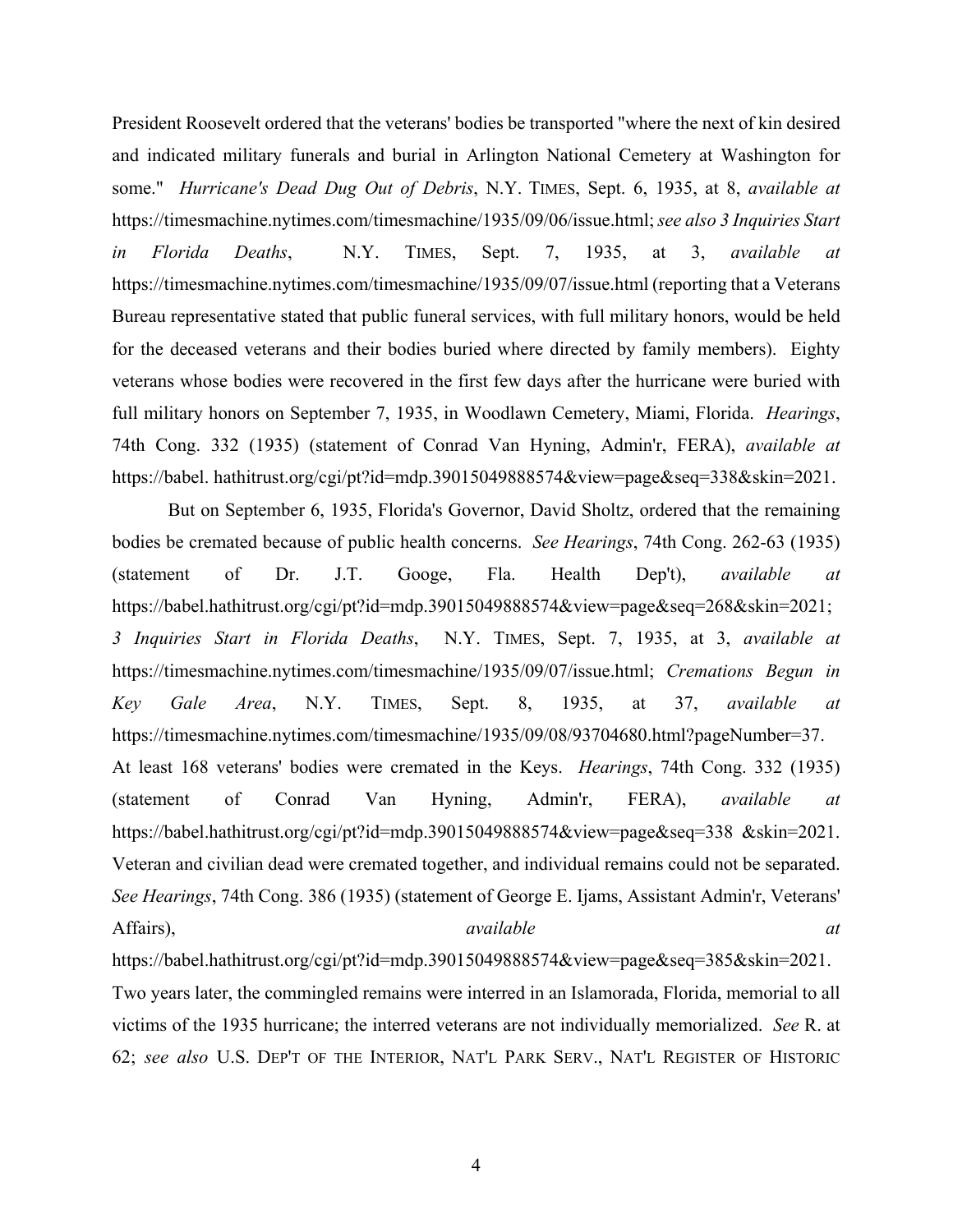President Roosevelt ordered that the veterans' bodies be transported "where the next of kin desired and indicated military funerals and burial in Arlington National Cemetery at Washington for some." *Hurricane's Dead Dug Out of Debris*, N.Y. TIMES, Sept. 6, 1935, at 8, *available at* https://timesmachine.nytimes.com/timesmachine/1935/09/06/issue.html; *see also 3 Inquiries Start in Florida Deaths*, N.Y. TIMES, Sept. 7, 1935, at 3, *available at* https://timesmachine.nytimes.com/timesmachine/1935/09/07/issue.html (reporting that a Veterans Bureau representative stated that public funeral services, with full military honors, would be held for the deceased veterans and their bodies buried where directed by family members). Eighty veterans whose bodies were recovered in the first few days after the hurricane were buried with full military honors on September 7, 1935, in Woodlawn Cemetery, Miami, Florida. *Hearings*, 74th Cong. 332 (1935) (statement of Conrad Van Hyning, Admin'r, FERA), *available at* https://babel. hathitrust.org/cgi/pt?id=mdp.39015049888574&view=page&seq=338&skin=2021.

But on September 6, 1935, Florida's Governor, David Sholtz, ordered that the remaining bodies be cremated because of public health concerns. *See Hearings*, 74th Cong. 262-63 (1935) (statement of Dr. J.T. Googe, Fla. Health Dep't), *available at* https://babel.hathitrust.org/cgi/pt?id=mdp.39015049888574&view=page&seq=268&skin=2021; *3 Inquiries Start in Florida Deaths*, N.Y. TIMES, Sept. 7, 1935, at 3, *available at* https://timesmachine.nytimes.com/timesmachine/1935/09/07/issue.html; *Cremations Begun in Key Gale Area*, N.Y. TIMES, Sept. 8, 1935, at 37, *available at* https://timesmachine.nytimes.com/timesmachine/1935/09/08/93704680.html?pageNumber=37. At least 168 veterans' bodies were cremated in the Keys. *Hearings*, 74th Cong. 332 (1935) (statement of Conrad Van Hyning, Admin'r, FERA), *available at* https://babel.hathitrust.org/cgi/pt?id=mdp.39015049888574&view=page&seq=338 &skin=2021. Veteran and civilian dead were cremated together, and individual remains could not be separated. *See Hearings*, 74th Cong. 386 (1935) (statement of George E. Ijams, Assistant Admin'r, Veterans' Affairs), *available at* https://babel.hathitrust.org/cgi/pt?id=mdp.39015049888574&view=page&seq=385&skin=2021. Two years later, the commingled remains were interred in an Islamorada, Florida, memorial to all victims of the 1935 hurricane; the interred veterans are not individually memorialized. *See* R. at 62; *see also* U.S. DEP'T OF THE INTERIOR, NAT'L PARK SERV., NAT'L REGISTER OF HISTORIC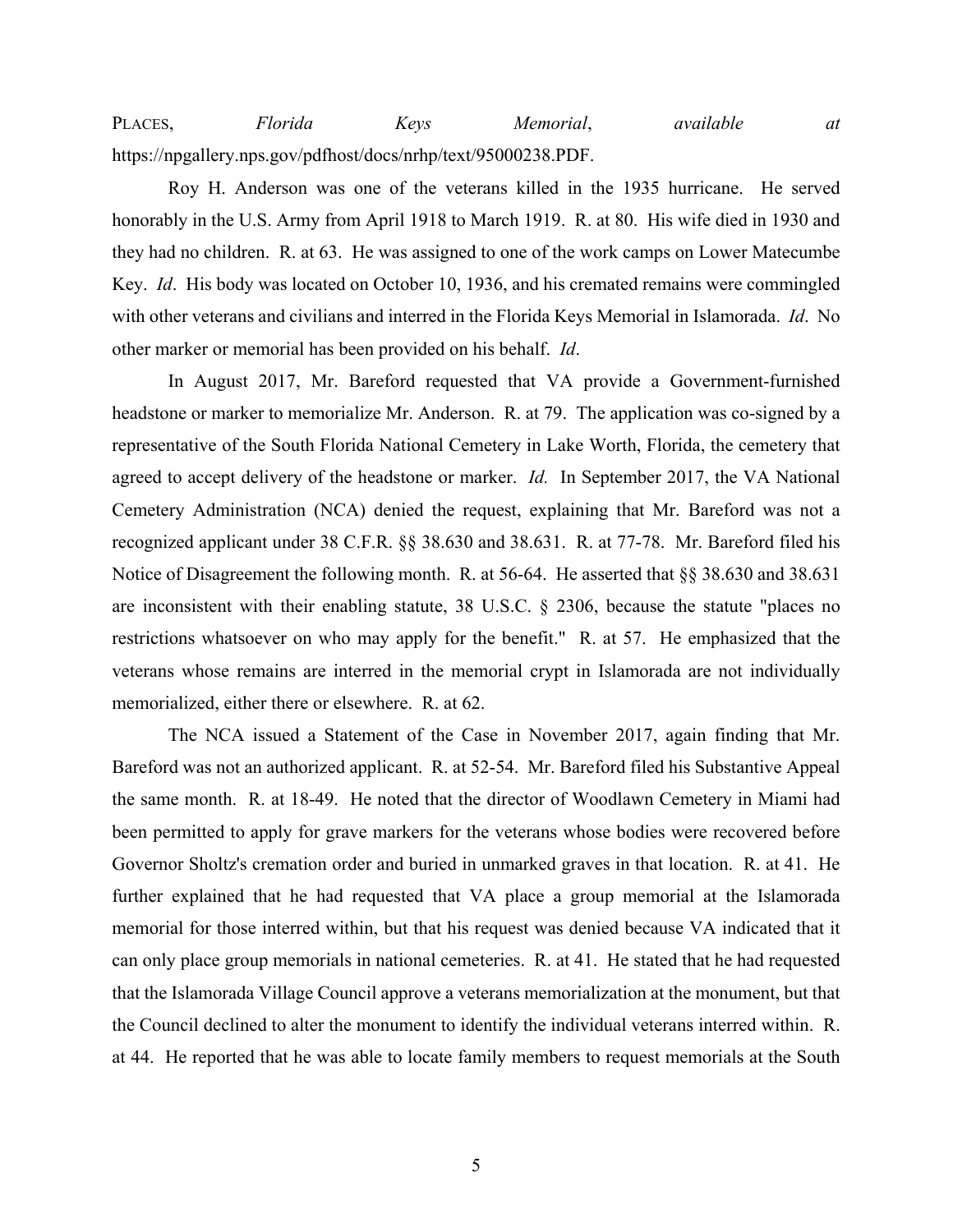PLACES, *Florida Keys Memorial*, *available at* https://npgallery.nps.gov/pdfhost/docs/nrhp/text/95000238.PDF.

Roy H. Anderson was one of the veterans killed in the 1935 hurricane. He served honorably in the U.S. Army from April 1918 to March 1919. R. at 80. His wife died in 1930 and they had no children. R. at 63. He was assigned to one of the work camps on Lower Matecumbe Key. *Id*. His body was located on October 10, 1936, and his cremated remains were commingled with other veterans and civilians and interred in the Florida Keys Memorial in Islamorada. *Id*. No other marker or memorial has been provided on his behalf. *Id*.

In August 2017, Mr. Bareford requested that VA provide a Government-furnished headstone or marker to memorialize Mr. Anderson. R. at 79. The application was co-signed by a representative of the South Florida National Cemetery in Lake Worth, Florida, the cemetery that agreed to accept delivery of the headstone or marker. *Id.* In September 2017, the VA National Cemetery Administration (NCA) denied the request, explaining that Mr. Bareford was not a recognized applicant under 38 C.F.R. §§ 38.630 and 38.631. R. at 77-78. Mr. Bareford filed his Notice of Disagreement the following month. R. at 56-64. He asserted that §§ 38.630 and 38.631 are inconsistent with their enabling statute, 38 U.S.C. § 2306, because the statute "places no restrictions whatsoever on who may apply for the benefit." R. at 57. He emphasized that the veterans whose remains are interred in the memorial crypt in Islamorada are not individually memorialized, either there or elsewhere. R. at 62.

The NCA issued a Statement of the Case in November 2017, again finding that Mr. Bareford was not an authorized applicant. R. at 52-54. Mr. Bareford filed his Substantive Appeal the same month. R. at 18-49. He noted that the director of Woodlawn Cemetery in Miami had been permitted to apply for grave markers for the veterans whose bodies were recovered before Governor Sholtz's cremation order and buried in unmarked graves in that location. R. at 41. He further explained that he had requested that VA place a group memorial at the Islamorada memorial for those interred within, but that his request was denied because VA indicated that it can only place group memorials in national cemeteries. R. at 41. He stated that he had requested that the Islamorada Village Council approve a veterans memorialization at the monument, but that the Council declined to alter the monument to identify the individual veterans interred within. R. at 44. He reported that he was able to locate family members to request memorials at the South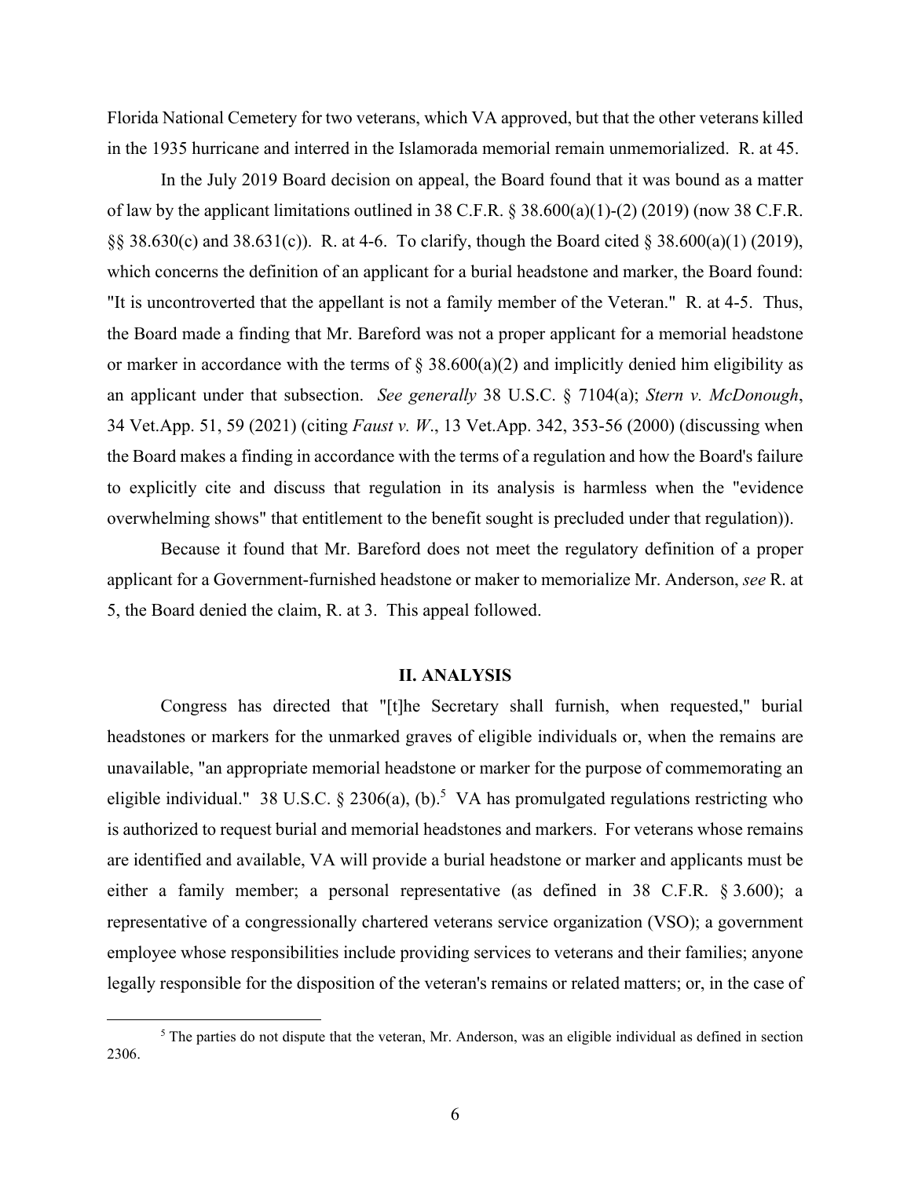Florida National Cemetery for two veterans, which VA approved, but that the other veterans killed in the 1935 hurricane and interred in the Islamorada memorial remain unmemorialized. R. at 45.

In the July 2019 Board decision on appeal, the Board found that it was bound as a matter of law by the applicant limitations outlined in 38 C.F.R. § 38.600(a)(1)-(2) (2019) (now 38 C.F.R. §§ 38.630(c) and 38.631(c)). R. at 4-6. To clarify, though the Board cited § 38.600(a)(1) (2019), which concerns the definition of an applicant for a burial headstone and marker, the Board found: "It is uncontroverted that the appellant is not a family member of the Veteran." R. at 4-5. Thus, the Board made a finding that Mr. Bareford was not a proper applicant for a memorial headstone or marker in accordance with the terms of § 38.600(a)(2) and implicitly denied him eligibility as an applicant under that subsection. *See generally* 38 U.S.C. § 7104(a); *Stern v. McDonough*, 34 Vet.App. 51, 59 (2021) (citing *Faust v. W.*, 13 Vet.App. 342, 353-56 (2000) (discussing when the Board makes a finding in accordance with the terms of a regulation and how the Board's failure to explicitly cite and discuss that regulation in its analysis is harmless when the "evidence overwhelming shows" that entitlement to the benefit sought is precluded under that regulation)).

Because it found that Mr. Bareford does not meet the regulatory definition of a proper applicant for a Government-furnished headstone or maker to memorialize Mr. Anderson, *see* R. at 5, the Board denied the claim, R. at 3. This appeal followed.

## II. ANALYSIS

Congress has directed that "[t]he Secretary shall furnish, when requested," burial headstones or markers for the unmarked graves of eligible individuals or, when the remains are unavailable, "an appropriate memorial headstone or marker for the purpose of commemorating an eligible individual." 38 U.S.C. § 2306(a), (b).[5] VA has promulgated regulations restricting who is authorized to request burial and memorial headstones and markers. For veterans whose remains are identified and available, VA will provide a burial headstone or marker and applicants must be either a family member; a personal representative (as defined in 38 C.F.R. § 3.600); a representative of a congressionally chartered veterans service organization (VSO); a government employee whose responsibilities include providing services to veterans and their families; anyone legally responsible for the disposition of the veteran's remains or related matters; or, in the case of

[5] The parties do not dispute that the veteran, Mr. Anderson, was an eligible individual as defined in section 2306.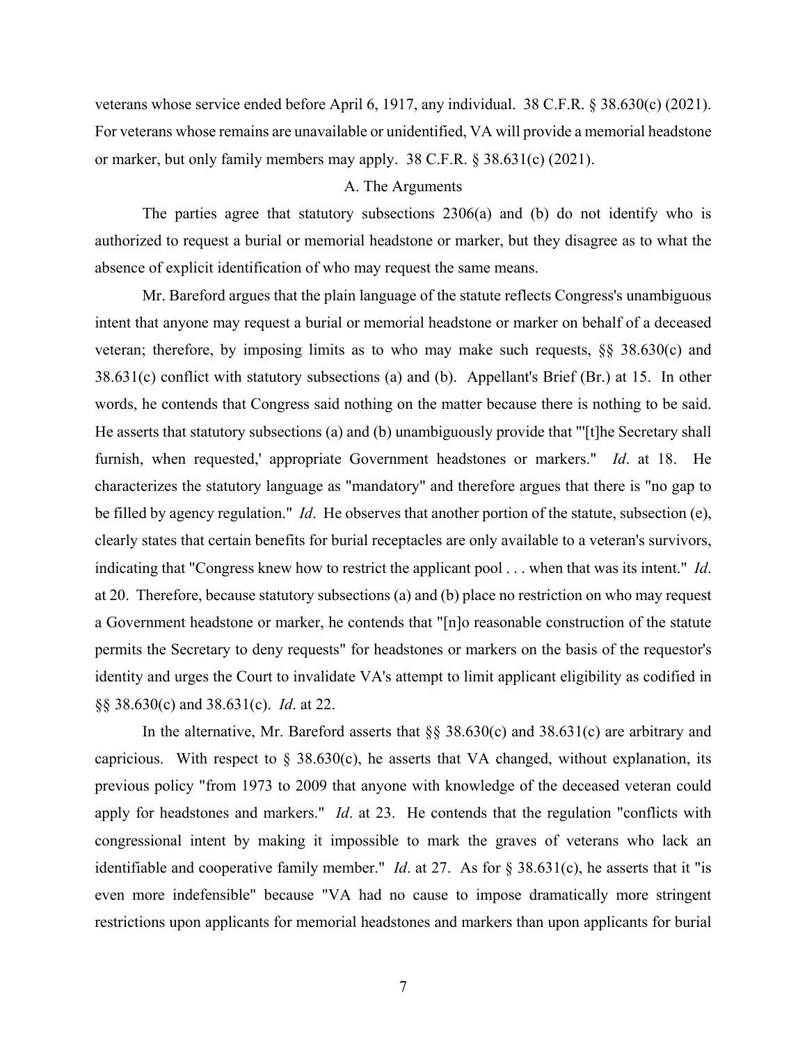veterans whose service ended before April 6, 1917, any individual. 38 C.F.R. § 38.630(c) (2021). For veterans whose remains are unavailable or unidentified, VA will provide a memorial headstone or marker, but only family members may apply. 38 C.F.R. § 38.631(c) (2021).

### A. The Arguments

The parties agree that statutory subsections 2306(a) and (b) do not identify who is authorized to request a burial or memorial headstone or marker, but they disagree as to what the absence of explicit identification of who may request the same means.

Mr. Bareford argues that the plain language of the statute reflects Congress's unambiguous intent that anyone may request a burial or memorial headstone or marker on behalf of a deceased veteran; therefore, by imposing limits as to who may make such requests, §§ 38.630(c) and 38.631(c) conflict with statutory subsections (a) and (b). Appellant's Brief (Br.) at 15. In other words, he contends that Congress said nothing on the matter because there is nothing to be said. He asserts that statutory subsections (a) and (b) unambiguously provide that "'[t]he Secretary shall furnish, when requested,' appropriate Government headstones or markers." *Id*. at 18. He characterizes the statutory language as "mandatory" and therefore argues that there is "no gap to be filled by agency regulation." *Id*. He observes that another portion of the statute, subsection (e), clearly states that certain benefits for burial receptacles are only available to a veteran's survivors, indicating that "Congress knew how to restrict the applicant pool . . . when that was its intent." *Id*. at 20. Therefore, because statutory subsections (a) and (b) place no restriction on who may request a Government headstone or marker, he contends that "[n]o reasonable construction of the statute permits the Secretary to deny requests" for headstones or markers on the basis of the requestor's identity and urges the Court to invalidate VA's attempt to limit applicant eligibility as codified in §§ 38.630(c) and 38.631(c). *Id*. at 22.

In the alternative, Mr. Bareford asserts that §§ 38.630(c) and 38.631(c) are arbitrary and capricious. With respect to § 38.630(c), he asserts that VA changed, without explanation, its previous policy "from 1973 to 2009 that anyone with knowledge of the deceased veteran could apply for headstones and markers." *Id*. at 23. He contends that the regulation "conflicts with congressional intent by making it impossible to mark the graves of veterans who lack an identifiable and cooperative family member." *Id*. at 27. As for § 38.631(c), he asserts that it "is even more indefensible" because "VA had no cause to impose dramatically more stringent restrictions upon applicants for memorial headstones and markers than upon applicants for burial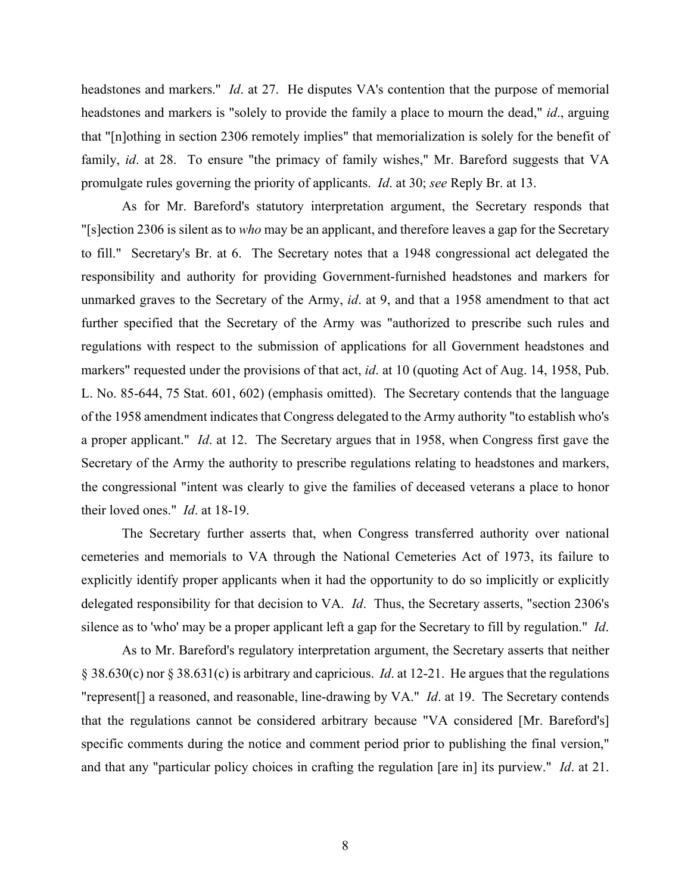headstones and markers." *Id*. at 27. He disputes VA's contention that the purpose of memorial headstones and markers is "solely to provide the family a place to mourn the dead," *id*., arguing that "[n]othing in section 2306 remotely implies" that memorialization is solely for the benefit of family, *id*. at 28. To ensure "the primacy of family wishes," Mr. Bareford suggests that VA promulgate rules governing the priority of applicants. *Id*. at 30; *see* Reply Br. at 13.

As for Mr. Bareford's statutory interpretation argument, the Secretary responds that "[s]ection 2306 is silent as to *who* may be an applicant, and therefore leaves a gap for the Secretary to fill." Secretary's Br. at 6. The Secretary notes that a 1948 congressional act delegated the responsibility and authority for providing Government-furnished headstones and markers for unmarked graves to the Secretary of the Army, *id*. at 9, and that a 1958 amendment to that act further specified that the Secretary of the Army was "authorized to prescribe such rules and regulations with respect to the submission of applications for all Government headstones and markers" requested under the provisions of that act, *id*. at 10 (quoting Act of Aug. 14, 1958, Pub. L. No. 85-644, 75 Stat. 601, 602) (emphasis omitted). The Secretary contends that the language of the 1958 amendment indicates that Congress delegated to the Army authority "to establish who's a proper applicant." *Id*. at 12. The Secretary argues that in 1958, when Congress first gave the Secretary of the Army the authority to prescribe regulations relating to headstones and markers, the congressional "intent was clearly to give the families of deceased veterans a place to honor their loved ones." *Id*. at 18-19.

The Secretary further asserts that, when Congress transferred authority over national cemeteries and memorials to VA through the National Cemeteries Act of 1973, its failure to explicitly identify proper applicants when it had the opportunity to do so implicitly or explicitly delegated responsibility for that decision to VA. *Id*. Thus, the Secretary asserts, "section 2306's silence as to 'who' may be a proper applicant left a gap for the Secretary to fill by regulation." *Id*.

As to Mr. Bareford's regulatory interpretation argument, the Secretary asserts that neither § 38.630(c) nor § 38.631(c) is arbitrary and capricious. *Id*. at 12-21. He argues that the regulations "represent[] a reasoned, and reasonable, line-drawing by VA." *Id*. at 19. The Secretary contends that the regulations cannot be considered arbitrary because "VA considered [Mr. Bareford's] specific comments during the notice and comment period prior to publishing the final version," and that any "particular policy choices in crafting the regulation [are in] its purview." *Id*. at 21.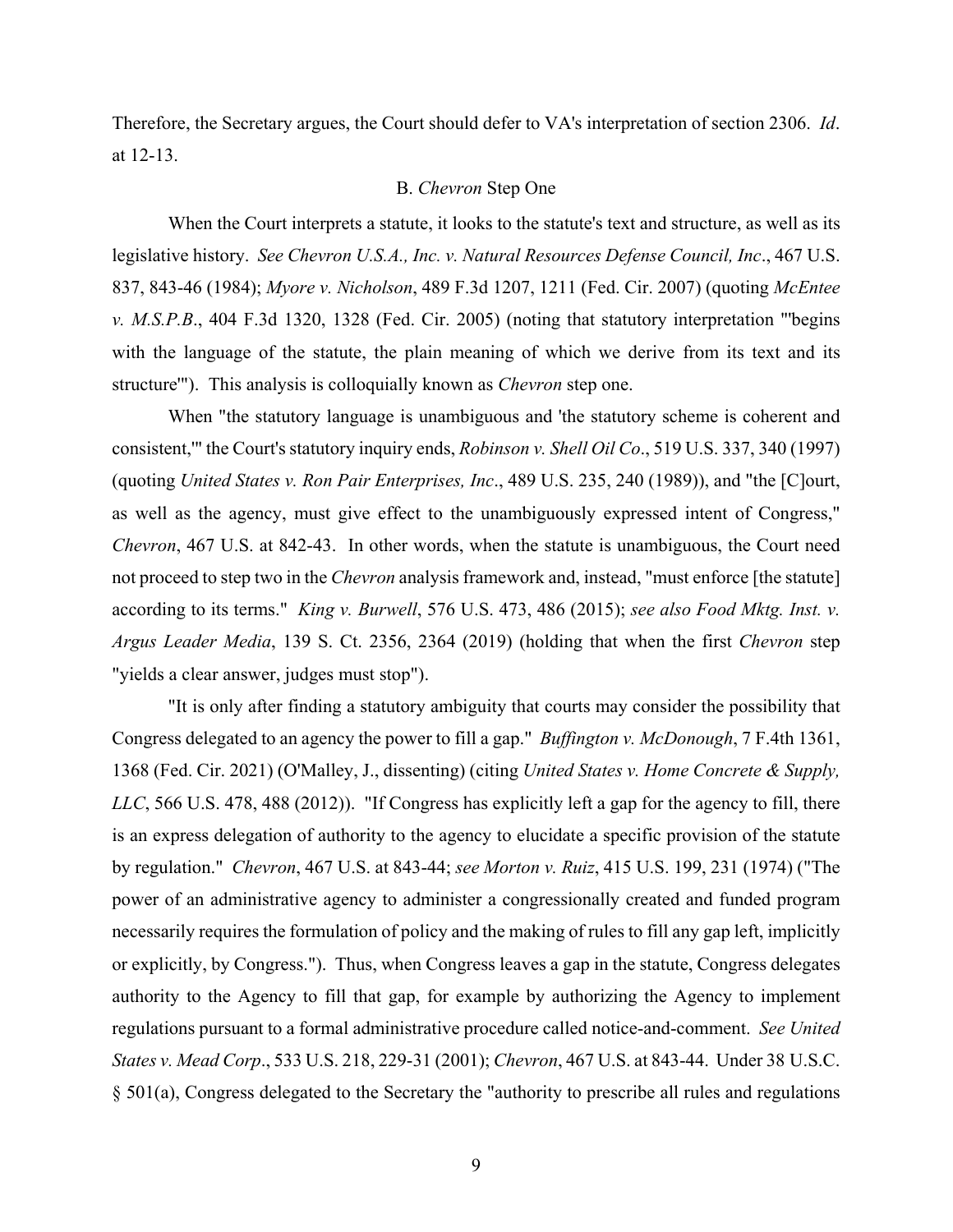Therefore, the Secretary argues, the Court should defer to VA's interpretation of section 2306. *Id*. at 12-13.

### B. *Chevron* Step One

When the Court interprets a statute, it looks to the statute's text and structure, as well as its legislative history. *See Chevron U.S.A., Inc. v. Natural Resources Defense Council, Inc*., 467 U.S. 837, 843-46 (1984); *Myore v. Nicholson*, 489 F.3d 1207, 1211 (Fed. Cir. 2007) (quoting *McEntee v. M.S.P.B*., 404 F.3d 1320, 1328 (Fed. Cir. 2005) (noting that statutory interpretation "'begins with the language of the statute, the plain meaning of which we derive from its text and its structure'"). This analysis is colloquially known as *Chevron* step one.

When "the statutory language is unambiguous and 'the statutory scheme is coherent and consistent,'" the Court's statutory inquiry ends, *Robinson v. Shell Oil Co*., 519 U.S. 337, 340 (1997) (quoting *United States v. Ron Pair Enterprises, Inc*., 489 U.S. 235, 240 (1989)), and "the [C]ourt, as well as the agency, must give effect to the unambiguously expressed intent of Congress," *Chevron*, 467 U.S. at 842-43. In other words, when the statute is unambiguous, the Court need not proceed to step two in the *Chevron* analysis framework and, instead, "must enforce [the statute] according to its terms." *King v. Burwell*, 576 U.S. 473, 486 (2015); *see also Food Mktg. Inst. v. Argus Leader Media*, 139 S. Ct. 2356, 2364 (2019) (holding that when the first *Chevron* step "yields a clear answer, judges must stop").

"It is only after finding a statutory ambiguity that courts may consider the possibility that Congress delegated to an agency the power to fill a gap." *Buffington v. McDonough*, 7 F.4th 1361, 1368 (Fed. Cir. 2021) (O'Malley, J., dissenting) (citing *United States v. Home Concrete & Supply, LLC*, 566 U.S. 478, 488 (2012)). "If Congress has explicitly left a gap for the agency to fill, there is an express delegation of authority to the agency to elucidate a specific provision of the statute by regulation." *Chevron*, 467 U.S. at 843-44; *see Morton v. Ruiz*, 415 U.S. 199, 231 (1974) ("The power of an administrative agency to administer a congressionally created and funded program necessarily requires the formulation of policy and the making of rules to fill any gap left, implicitly or explicitly, by Congress."). Thus, when Congress leaves a gap in the statute, Congress delegates authority to the Agency to fill that gap, for example by authorizing the Agency to implement regulations pursuant to a formal administrative procedure called notice-and-comment. *See United States v. Mead Corp*., 533 U.S. 218, 229-31 (2001); *Chevron*, 467 U.S. at 843-44. Under 38 U.S.C. § 501(a), Congress delegated to the Secretary the "authority to prescribe all rules and regulations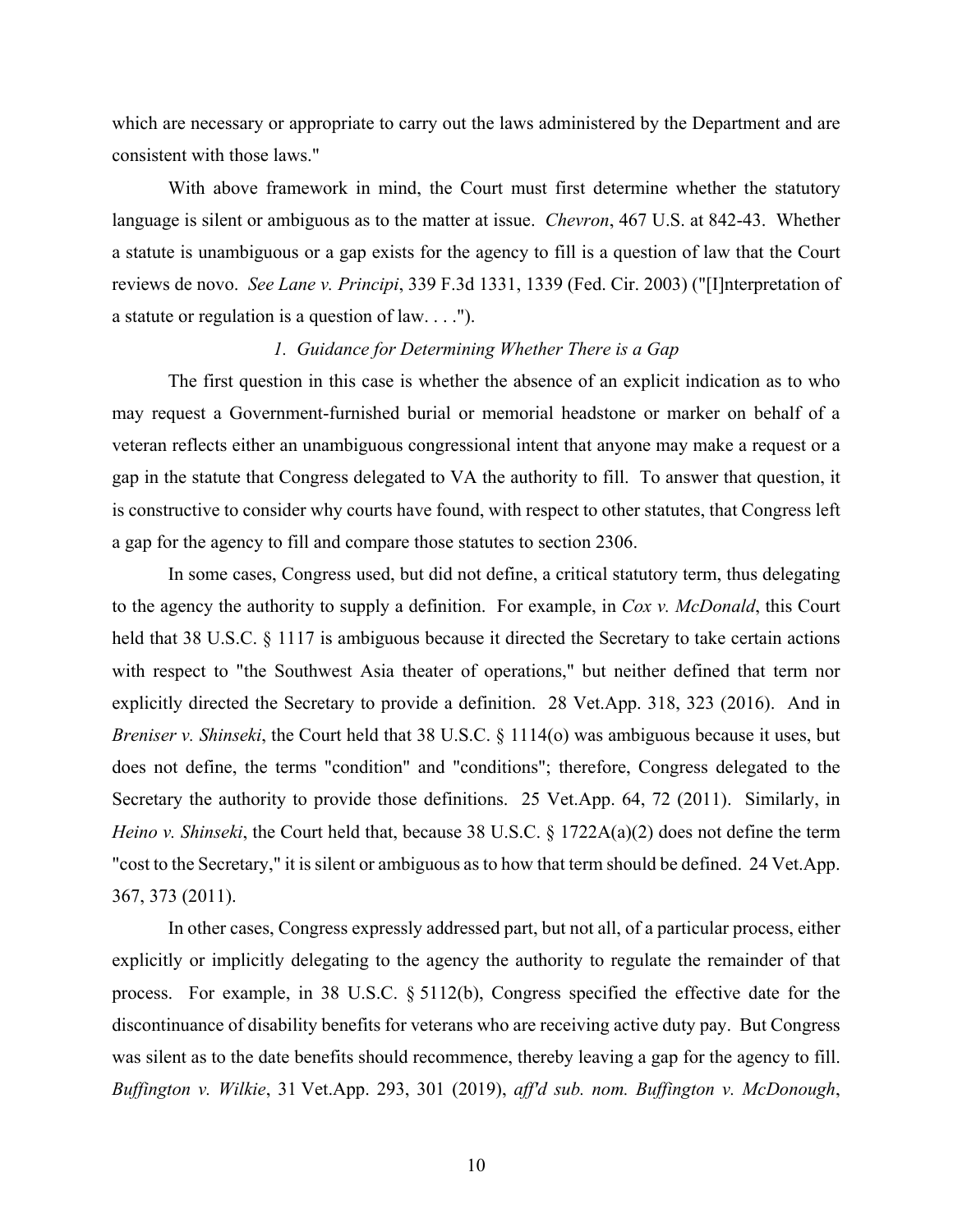which are necessary or appropriate to carry out the laws administered by the Department and are consistent with those laws."

With above framework in mind, the Court must first determine whether the statutory language is silent or ambiguous as to the matter at issue. *Chevron*, 467 U.S. at 842-43. Whether a statute is unambiguous or a gap exists for the agency to fill is a question of law that the Court reviews de novo. *See Lane v. Principi*, 339 F.3d 1331, 1339 (Fed. Cir. 2003) ("[I]nterpretation of a statute or regulation is a question of law. . . .").

*1. Guidance for Determining Whether There is a Gap*

The first question in this case is whether the absence of an explicit indication as to who may request a Government-furnished burial or memorial headstone or marker on behalf of a veteran reflects either an unambiguous congressional intent that anyone may make a request or a gap in the statute that Congress delegated to VA the authority to fill. To answer that question, it is constructive to consider why courts have found, with respect to other statutes, that Congress left a gap for the agency to fill and compare those statutes to section 2306.

In some cases, Congress used, but did not define, a critical statutory term, thus delegating to the agency the authority to supply a definition. For example, in *Cox v. McDonald*, this Court held that 38 U.S.C. § 1117 is ambiguous because it directed the Secretary to take certain actions with respect to "the Southwest Asia theater of operations," but neither defined that term nor explicitly directed the Secretary to provide a definition. 28 Vet.App. 318, 323 (2016). And in *Breniser v. Shinseki*, the Court held that 38 U.S.C. § 1114(o) was ambiguous because it uses, but does not define, the terms "condition" and "conditions"; therefore, Congress delegated to the Secretary the authority to provide those definitions. 25 Vet.App. 64, 72 (2011). Similarly, in *Heino v. Shinseki*, the Court held that, because 38 U.S.C. § 1722A(a)(2) does not define the term "cost to the Secretary," it is silent or ambiguous as to how that term should be defined. 24 Vet.App. 367, 373 (2011).

In other cases, Congress expressly addressed part, but not all, of a particular process, either explicitly or implicitly delegating to the agency the authority to regulate the remainder of that process. For example, in 38 U.S.C. § 5112(b), Congress specified the effective date for the discontinuance of disability benefits for veterans who are receiving active duty pay. But Congress was silent as to the date benefits should recommence, thereby leaving a gap for the agency to fill. *Buffington v. Wilkie*, 31 Vet.App. 293, 301 (2019), *aff'd sub. nom. Buffington v. McDonough*,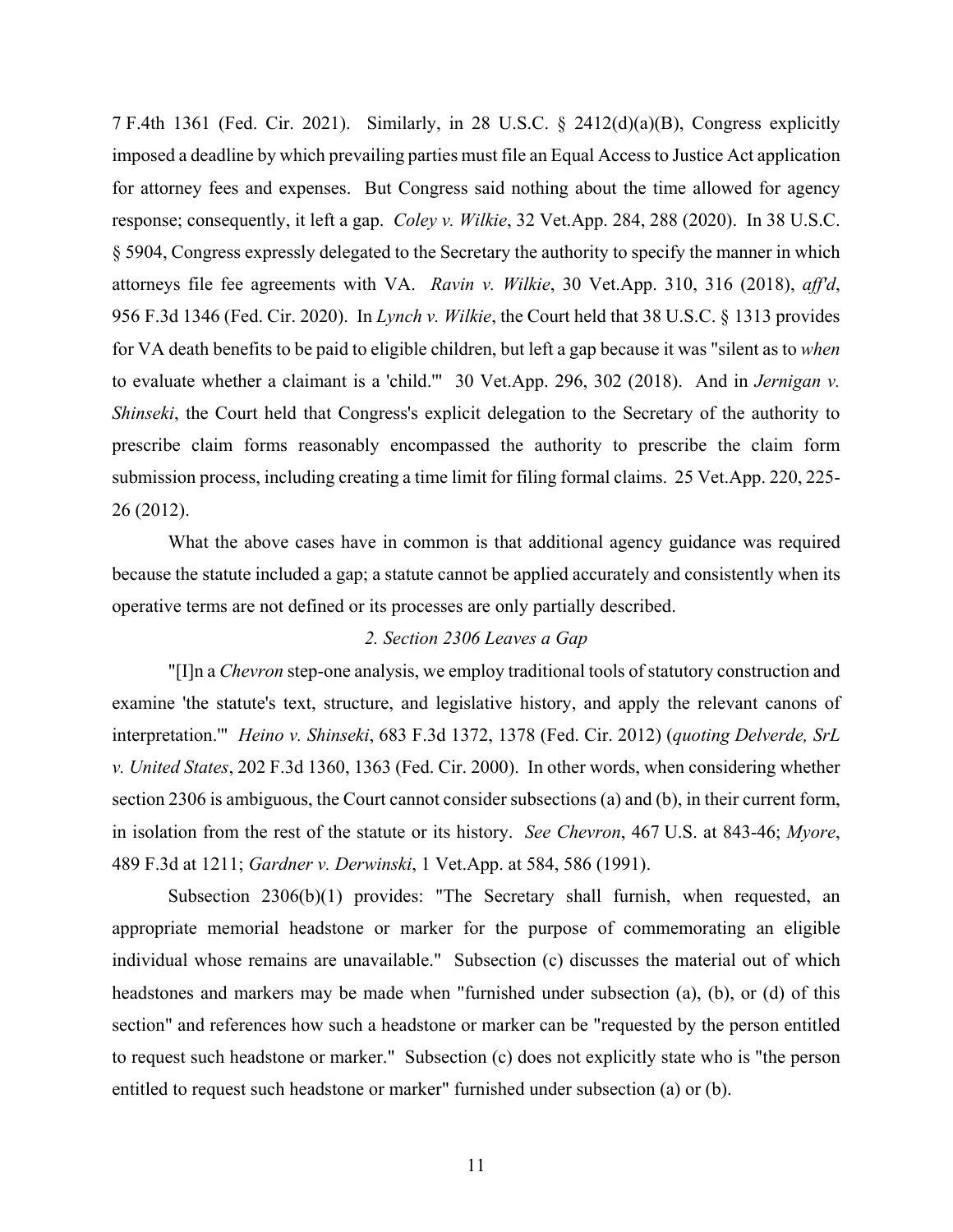7 F.4th 1361 (Fed. Cir. 2021). Similarly, in 28 U.S.C. § 2412(d)(a)(B), Congress explicitly imposed a deadline by which prevailing parties must file an Equal Access to Justice Act application for attorney fees and expenses. But Congress said nothing about the time allowed for agency response; consequently, it left a gap. *Coley v. Wilkie*, 32 Vet.App. 284, 288 (2020). In 38 U.S.C. § 5904, Congress expressly delegated to the Secretary the authority to specify the manner in which attorneys file fee agreements with VA. *Ravin v. Wilkie*, 30 Vet.App. 310, 316 (2018), *aff'd*, 956 F.3d 1346 (Fed. Cir. 2020). In *Lynch v. Wilkie*, the Court held that 38 U.S.C. § 1313 provides for VA death benefits to be paid to eligible children, but left a gap because it was "silent as to *when* to evaluate whether a claimant is a 'child.'" 30 Vet.App. 296, 302 (2018). And in *Jernigan v. Shinseki*, the Court held that Congress's explicit delegation to the Secretary of the authority to prescribe claim forms reasonably encompassed the authority to prescribe the claim form submission process, including creating a time limit for filing formal claims. 25 Vet.App. 220, 225-26 (2012).

What the above cases have in common is that additional agency guidance was required because the statute included a gap; a statute cannot be applied accurately and consistently when its operative terms are not defined or its processes are only partially described.

### *2. Section 2306 Leaves a Gap*

"[I]n a *Chevron* step-one analysis, we employ traditional tools of statutory construction and examine 'the statute's text, structure, and legislative history, and apply the relevant canons of interpretation.'" *Heino v. Shinseki*, 683 F.3d 1372, 1378 (Fed. Cir. 2012) (*quoting Delverde, SrL v. United States*, 202 F.3d 1360, 1363 (Fed. Cir. 2000). In other words, when considering whether section 2306 is ambiguous, the Court cannot consider subsections (a) and (b), in their current form, in isolation from the rest of the statute or its history. *See Chevron*, 467 U.S. at 843-46; *Myore*, 489 F.3d at 1211; *Gardner v. Derwinski*, 1 Vet.App. at 584, 586 (1991).

Subsection 2306(b)(1) provides: "The Secretary shall furnish, when requested, an appropriate memorial headstone or marker for the purpose of commemorating an eligible individual whose remains are unavailable." Subsection (c) discusses the material out of which headstones and markers may be made when "furnished under subsection (a), (b), or (d) of this section" and references how such a headstone or marker can be "requested by the person entitled to request such headstone or marker." Subsection (c) does not explicitly state who is "the person entitled to request such headstone or marker" furnished under subsection (a) or (b).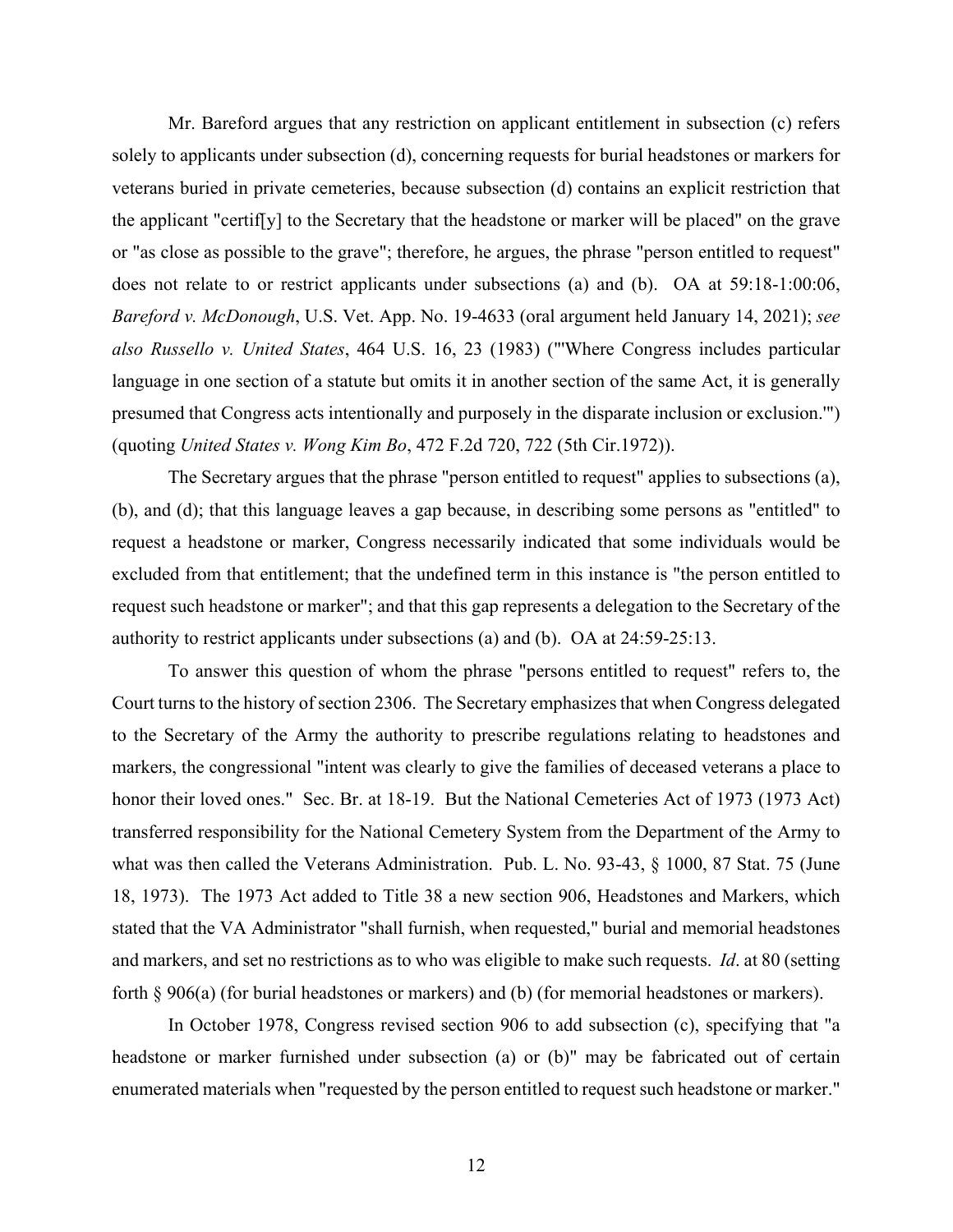Mr. Bareford argues that any restriction on applicant entitlement in subsection (c) refers solely to applicants under subsection (d), concerning requests for burial headstones or markers for veterans buried in private cemeteries, because subsection (d) contains an explicit restriction that the applicant "certif[y] to the Secretary that the headstone or marker will be placed" on the grave or "as close as possible to the grave"; therefore, he argues, the phrase "person entitled to request" does not relate to or restrict applicants under subsections (a) and (b). OA at 59:18-1:00:06, *Bareford v. McDonough*, U.S. Vet. App. No. 19-4633 (oral argument held January 14, 2021); *see also Russello v. United States*, 464 U.S. 16, 23 (1983) ("'Where Congress includes particular language in one section of a statute but omits it in another section of the same Act, it is generally presumed that Congress acts intentionally and purposely in the disparate inclusion or exclusion.'") (quoting *United States v. Wong Kim Bo*, 472 F.2d 720, 722 (5th Cir.1972)).

The Secretary argues that the phrase "person entitled to request" applies to subsections (a), (b), and (d); that this language leaves a gap because, in describing some persons as "entitled" to request a headstone or marker, Congress necessarily indicated that some individuals would be excluded from that entitlement; that the undefined term in this instance is "the person entitled to request such headstone or marker"; and that this gap represents a delegation to the Secretary of the authority to restrict applicants under subsections (a) and (b). OA at 24:59-25:13.

To answer this question of whom the phrase "persons entitled to request" refers to, the Court turns to the history of section 2306. The Secretary emphasizes that when Congress delegated to the Secretary of the Army the authority to prescribe regulations relating to headstones and markers, the congressional "intent was clearly to give the families of deceased veterans a place to honor their loved ones." Sec. Br. at 18-19. But the National Cemeteries Act of 1973 (1973 Act) transferred responsibility for the National Cemetery System from the Department of the Army to what was then called the Veterans Administration. Pub. L. No. 93-43, § 1000, 87 Stat. 75 (June 18, 1973). The 1973 Act added to Title 38 a new section 906, Headstones and Markers, which stated that the VA Administrator "shall furnish, when requested," burial and memorial headstones and markers, and set no restrictions as to who was eligible to make such requests. *Id*. at 80 (setting forth § 906(a) (for burial headstones or markers) and (b) (for memorial headstones or markers).

In October 1978, Congress revised section 906 to add subsection (c), specifying that "a headstone or marker furnished under subsection (a) or (b)" may be fabricated out of certain enumerated materials when "requested by the person entitled to request such headstone or marker."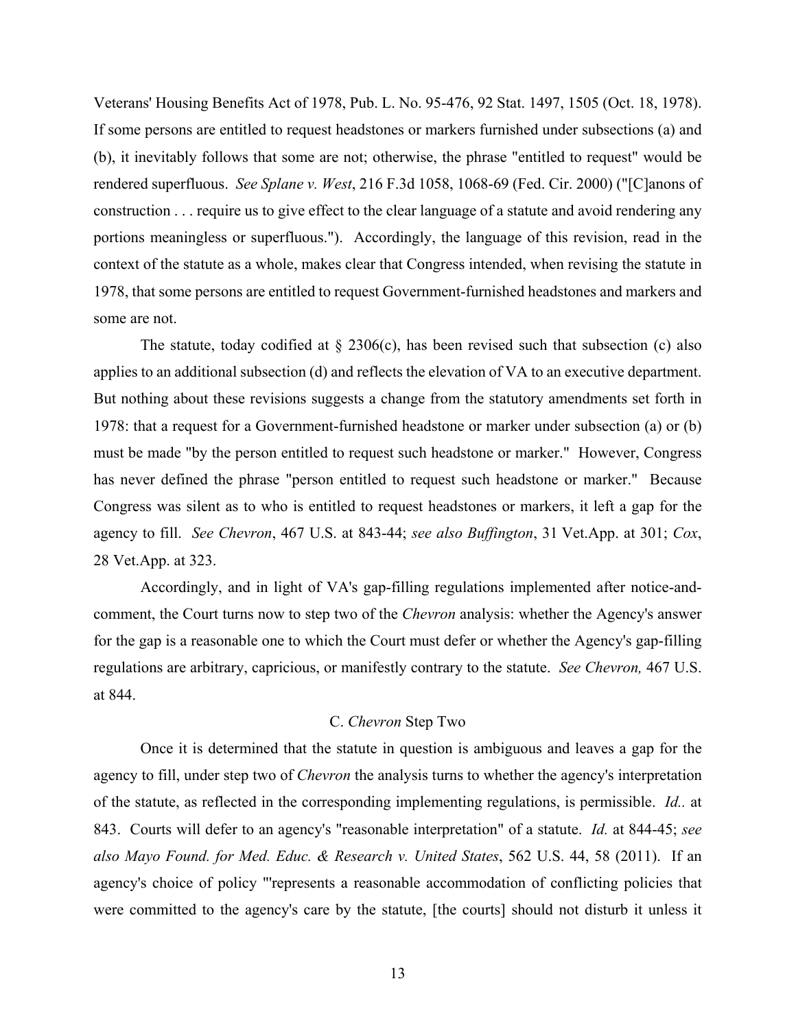Veterans' Housing Benefits Act of 1978, Pub. L. No. 95-476, 92 Stat. 1497, 1505 (Oct. 18, 1978). If some persons are entitled to request headstones or markers furnished under subsections (a) and (b), it inevitably follows that some are not; otherwise, the phrase "entitled to request" would be rendered superfluous. *See Splane v. West*, 216 F.3d 1058, 1068-69 (Fed. Cir. 2000) ("[C]anons of construction . . . require us to give effect to the clear language of a statute and avoid rendering any portions meaningless or superfluous."). Accordingly, the language of this revision, read in the context of the statute as a whole, makes clear that Congress intended, when revising the statute in 1978, that some persons are entitled to request Government-furnished headstones and markers and some are not.

The statute, today codified at § 2306(c), has been revised such that subsection (c) also applies to an additional subsection (d) and reflects the elevation of VA to an executive department. But nothing about these revisions suggests a change from the statutory amendments set forth in 1978: that a request for a Government-furnished headstone or marker under subsection (a) or (b) must be made "by the person entitled to request such headstone or marker." However, Congress has never defined the phrase "person entitled to request such headstone or marker." Because Congress was silent as to who is entitled to request headstones or markers, it left a gap for the agency to fill. *See Chevron*, 467 U.S. at 843-44; *see also Buffington*, 31 Vet.App. at 301; *Cox*, 28 Vet.App. at 323.

Accordingly, and in light of VA's gap-filling regulations implemented after notice-and-comment, the Court turns now to step two of the *Chevron* analysis: whether the Agency's answer for the gap is a reasonable one to which the Court must defer or whether the Agency's gap-filling regulations are arbitrary, capricious, or manifestly contrary to the statute. *See Chevron,* 467 U.S. at 844.

### C. *Chevron* Step Two

Once it is determined that the statute in question is ambiguous and leaves a gap for the agency to fill, under step two of *Chevron* the analysis turns to whether the agency's interpretation of the statute, as reflected in the corresponding implementing regulations, is permissible. *Id.*. at 843. Courts will defer to an agency's "reasonable interpretation" of a statute. *Id.* at 844-45; *see also Mayo Found. for Med. Educ. & Research v. United States*, 562 U.S. 44, 58 (2011). If an agency's choice of policy "'represents a reasonable accommodation of conflicting policies that were committed to the agency's care by the statute, [the courts] should not disturb it unless it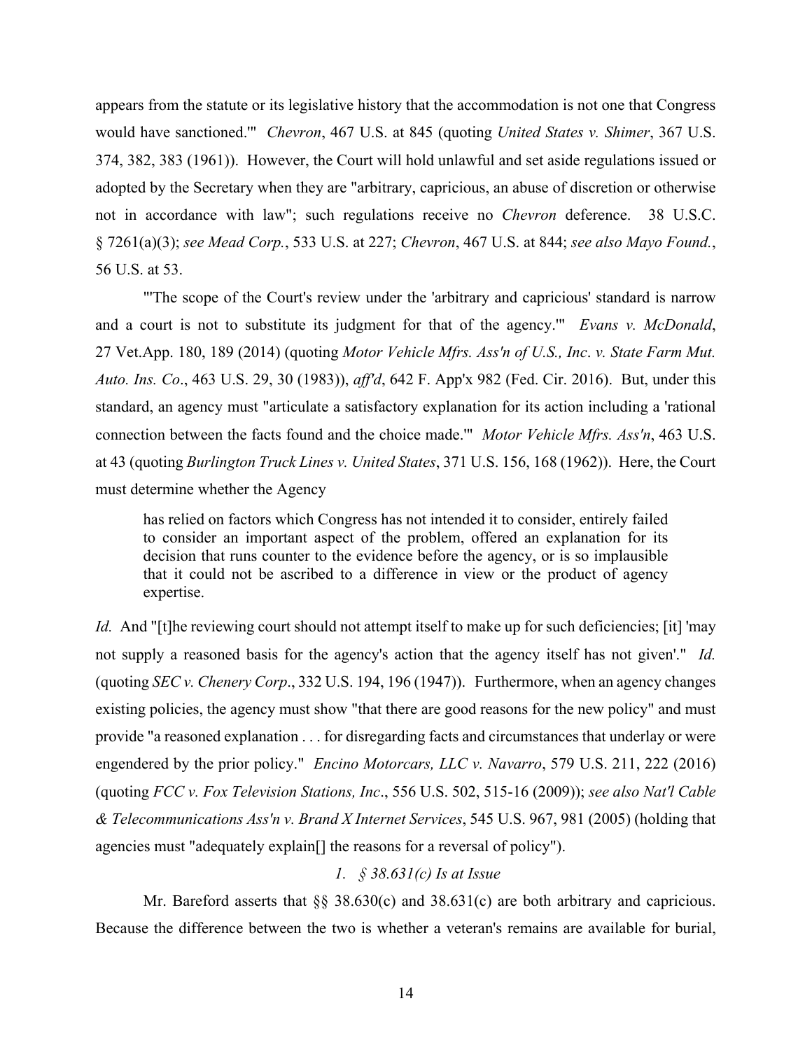appears from the statute or its legislative history that the accommodation is not one that Congress would have sanctioned.'" *Chevron*, 467 U.S. at 845 (quoting *United States v. Shimer*, 367 U.S. 374, 382, 383 (1961)). However, the Court will hold unlawful and set aside regulations issued or adopted by the Secretary when they are "arbitrary, capricious, an abuse of discretion or otherwise not in accordance with law"; such regulations receive no *Chevron* deference. 38 U.S.C. § 7261(a)(3); *see Mead Corp.*, 533 U.S. at 227; *Chevron*, 467 U.S. at 844; *see also Mayo Found.*, 56 U.S. at 53.

"'The scope of the Court's review under the 'arbitrary and capricious' standard is narrow and a court is not to substitute its judgment for that of the agency.'" *Evans v. McDonald*, 27 Vet.App. 180, 189 (2014) (quoting *Motor Vehicle Mfrs. Ass'n of U.S., Inc*. *v. State Farm Mut. Auto. Ins. Co*., 463 U.S. 29, 30 (1983)), *aff'd*, 642 F. App'x 982 (Fed. Cir. 2016). But, under this standard, an agency must "articulate a satisfactory explanation for its action including a 'rational connection between the facts found and the choice made.'" *Motor Vehicle Mfrs. Ass'n*, 463 U.S. at 43 (quoting *Burlington Truck Lines v. United States*, 371 U.S. 156, 168 (1962)). Here, the Court must determine whether the Agency

> has relied on factors which Congress has not intended it to consider, entirely failed to consider an important aspect of the problem, offered an explanation for its decision that runs counter to the evidence before the agency, or is so implausible that it could not be ascribed to a difference in view or the product of agency expertise.

*Id.* And "[t]he reviewing court should not attempt itself to make up for such deficiencies; [it] 'may not supply a reasoned basis for the agency's action that the agency itself has not given'." *Id.* (quoting *SEC v. Chenery Corp*., 332 U.S. 194, 196 (1947)). Furthermore, when an agency changes existing policies, the agency must show "that there are good reasons for the new policy" and must provide "a reasoned explanation . . . for disregarding facts and circumstances that underlay or were engendered by the prior policy." *Encino Motorcars, LLC v. Navarro*, 579 U.S. 211, 222 (2016) (quoting *FCC v. Fox Television Stations, Inc*., 556 U.S. 502, 515-16 (2009)); *see also Nat'l Cable & Telecommunications Ass'n v. Brand X Internet Services*, 545 U.S. 967, 981 (2005) (holding that agencies must "adequately explain[] the reasons for a reversal of policy").

### *1. § 38.631(c) Is at Issue*

Mr. Bareford asserts that §§ 38.630(c) and 38.631(c) are both arbitrary and capricious. Because the difference between the two is whether a veteran's remains are available for burial,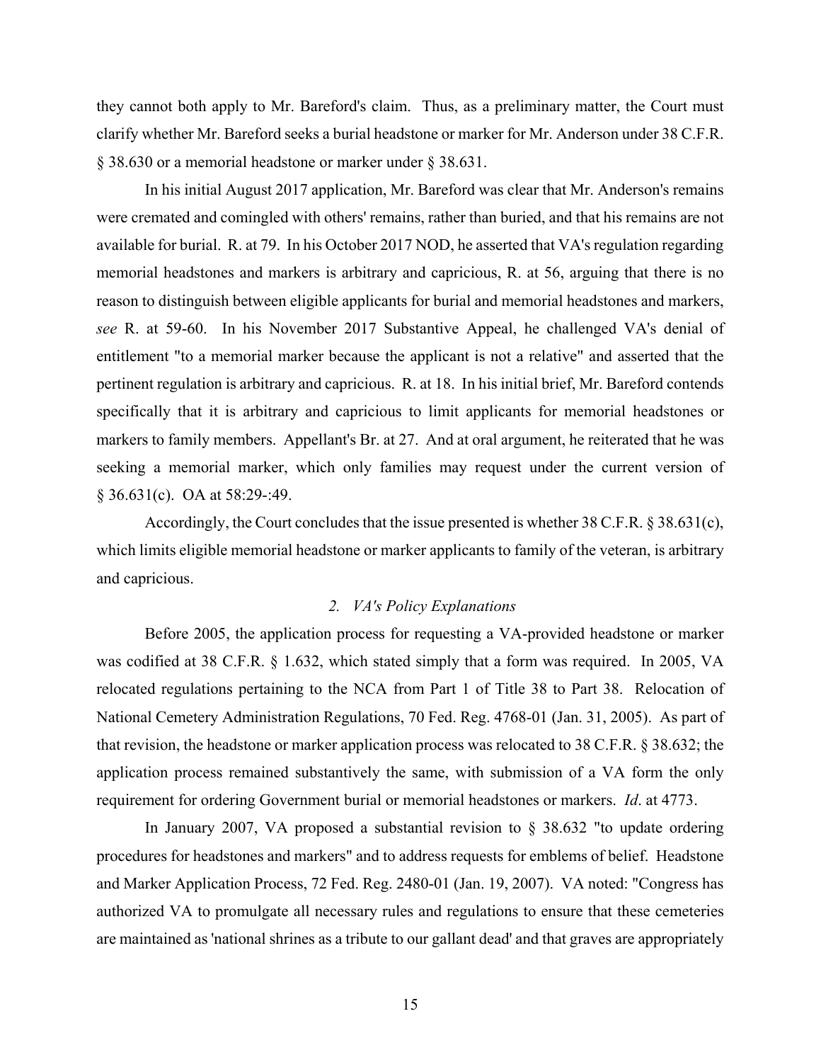they cannot both apply to Mr. Bareford's claim. Thus, as a preliminary matter, the Court must clarify whether Mr. Bareford seeks a burial headstone or marker for Mr. Anderson under 38 C.F.R. § 38.630 or a memorial headstone or marker under § 38.631.

In his initial August 2017 application, Mr. Bareford was clear that Mr. Anderson's remains were cremated and comingled with others' remains, rather than buried, and that his remains are not available for burial. R. at 79. In his October 2017 NOD, he asserted that VA's regulation regarding memorial headstones and markers is arbitrary and capricious, R. at 56, arguing that there is no reason to distinguish between eligible applicants for burial and memorial headstones and markers, *see* R. at 59-60. In his November 2017 Substantive Appeal, he challenged VA's denial of entitlement "to a memorial marker because the applicant is not a relative" and asserted that the pertinent regulation is arbitrary and capricious. R. at 18. In his initial brief, Mr. Bareford contends specifically that it is arbitrary and capricious to limit applicants for memorial headstones or markers to family members. Appellant's Br. at 27. And at oral argument, he reiterated that he was seeking a memorial marker, which only families may request under the current version of § 36.631(c). OA at 58:29-:49.

Accordingly, the Court concludes that the issue presented is whether 38 C.F.R. § 38.631(c), which limits eligible memorial headstone or marker applicants to family of the veteran, is arbitrary and capricious.

*2. VA's Policy Explanations*

Before 2005, the application process for requesting a VA-provided headstone or marker was codified at 38 C.F.R. § 1.632, which stated simply that a form was required. In 2005, VA relocated regulations pertaining to the NCA from Part 1 of Title 38 to Part 38. Relocation of National Cemetery Administration Regulations, 70 Fed. Reg. 4768-01 (Jan. 31, 2005). As part of that revision, the headstone or marker application process was relocated to 38 C.F.R. § 38.632; the application process remained substantively the same, with submission of a VA form the only requirement for ordering Government burial or memorial headstones or markers. *Id*. at 4773.

In January 2007, VA proposed a substantial revision to § 38.632 "to update ordering procedures for headstones and markers" and to address requests for emblems of belief. Headstone and Marker Application Process, 72 Fed. Reg. 2480-01 (Jan. 19, 2007). VA noted: "Congress has authorized VA to promulgate all necessary rules and regulations to ensure that these cemeteries are maintained as 'national shrines as a tribute to our gallant dead' and that graves are appropriately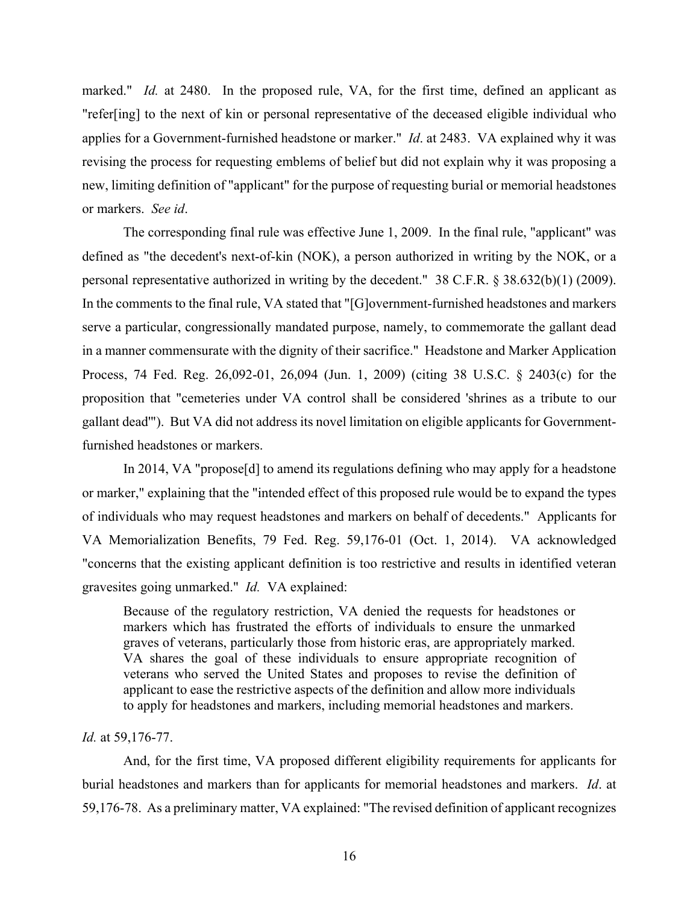marked." *Id.* at 2480. In the proposed rule, VA, for the first time, defined an applicant as "refer[ing] to the next of kin or personal representative of the deceased eligible individual who applies for a Government-furnished headstone or marker." *Id*. at 2483. VA explained why it was revising the process for requesting emblems of belief but did not explain why it was proposing a new, limiting definition of "applicant" for the purpose of requesting burial or memorial headstones or markers. *See id*.

The corresponding final rule was effective June 1, 2009. In the final rule, "applicant" was defined as "the decedent's next-of-kin (NOK), a person authorized in writing by the NOK, or a personal representative authorized in writing by the decedent." 38 C.F.R. § 38.632(b)(1) (2009). In the comments to the final rule, VA stated that "[G]overnment-furnished headstones and markers serve a particular, congressionally mandated purpose, namely, to commemorate the gallant dead in a manner commensurate with the dignity of their sacrifice." Headstone and Marker Application Process, 74 Fed. Reg. 26,092-01, 26,094 (Jun. 1, 2009) (citing 38 U.S.C. § 2403(c) for the proposition that "cemeteries under VA control shall be considered 'shrines as a tribute to our gallant dead'"). But VA did not address its novel limitation on eligible applicants for Government-furnished headstones or markers.

In 2014, VA "propose[d] to amend its regulations defining who may apply for a headstone or marker," explaining that the "intended effect of this proposed rule would be to expand the types of individuals who may request headstones and markers on behalf of decedents." Applicants for VA Memorialization Benefits, 79 Fed. Reg. 59,176-01 (Oct. 1, 2014). VA acknowledged "concerns that the existing applicant definition is too restrictive and results in identified veteran gravesites going unmarked." *Id.* VA explained:

> Because of the regulatory restriction, VA denied the requests for headstones or markers which has frustrated the efforts of individuals to ensure the unmarked graves of veterans, particularly those from historic eras, are appropriately marked. VA shares the goal of these individuals to ensure appropriate recognition of veterans who served the United States and proposes to revise the definition of applicant to ease the restrictive aspects of the definition and allow more individuals to apply for headstones and markers, including memorial headstones and markers.

*Id.* at 59,176-77.

And, for the first time, VA proposed different eligibility requirements for applicants for burial headstones and markers than for applicants for memorial headstones and markers. *Id*. at 59,176-78. As a preliminary matter, VA explained: "The revised definition of applicant recognizes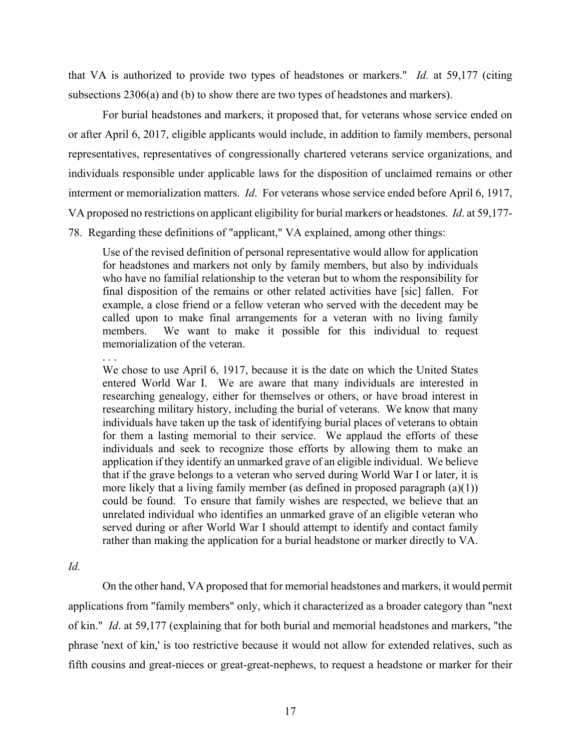that VA is authorized to provide two types of headstones or markers." *Id.* at 59,177 (citing subsections 2306(a) and (b) to show there are two types of headstones and markers).

For burial headstones and markers, it proposed that, for veterans whose service ended on or after April 6, 2017, eligible applicants would include, in addition to family members, personal representatives, representatives of congressionally chartered veterans service organizations, and individuals responsible under applicable laws for the disposition of unclaimed remains or other interment or memorialization matters. *Id*. For veterans whose service ended before April 6, 1917, VA proposed no restrictions on applicant eligibility for burial markers or headstones. *Id*. at 59,177-78. Regarding these definitions of "applicant," VA explained, among other things:

> Use of the revised definition of personal representative would allow for application for headstones and markers not only by family members, but also by individuals who have no familial relationship to the veteran but to whom the responsibility for final disposition of the remains or other related activities have [sic] fallen. For example, a close friend or a fellow veteran who served with the decedent may be called upon to make final arrangements for a veteran with no living family members. We want to make it possible for this individual to request memorialization of the veteran.
>
> . . .
>
> We chose to use April 6, 1917, because it is the date on which the United States entered World War I. We are aware that many individuals are interested in researching genealogy, either for themselves or others, or have broad interest in researching military history, including the burial of veterans. We know that many individuals have taken up the task of identifying burial places of veterans to obtain for them a lasting memorial to their service. We applaud the efforts of these individuals and seek to recognize those efforts by allowing them to make an application if they identify an unmarked grave of an eligible individual. We believe that if the grave belongs to a veteran who served during World War I or later, it is more likely that a living family member (as defined in proposed paragraph (a)(1)) could be found. To ensure that family wishes are respected, we believe that an unrelated individual who identifies an unmarked grave of an eligible veteran who served during or after World War I should attempt to identify and contact family rather than making the application for a burial headstone or marker directly to VA.

*Id.*

On the other hand, VA proposed that for memorial headstones and markers, it would permit applications from "family members" only, which it characterized as a broader category than "next of kin." *Id*. at 59,177 (explaining that for both burial and memorial headstones and markers, "the phrase 'next of kin,' is too restrictive because it would not allow for extended relatives, such as fifth cousins and great-nieces or great-great-nephews, to request a headstone or marker for their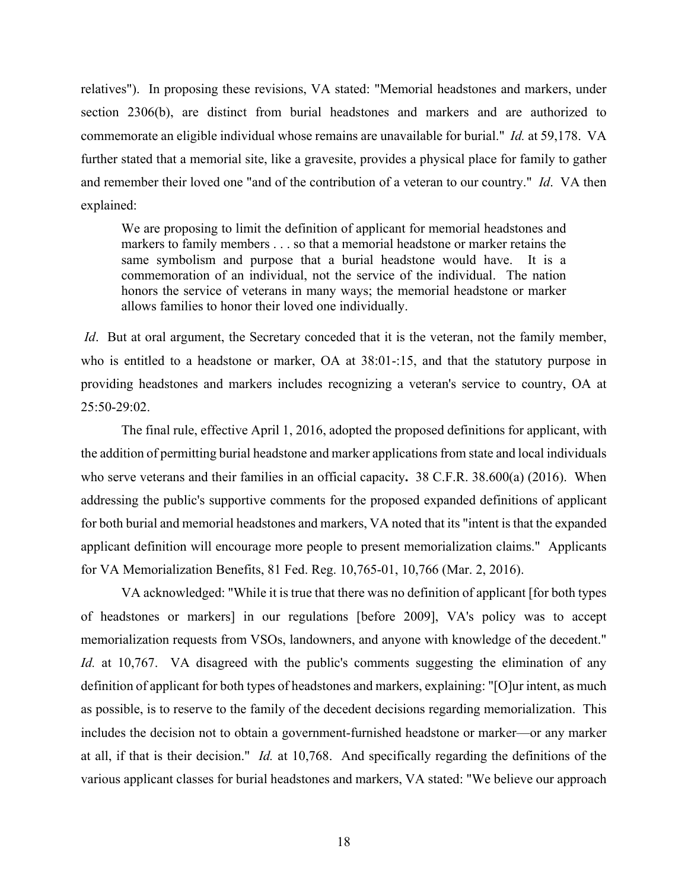relatives"). In proposing these revisions, VA stated: "Memorial headstones and markers, under section 2306(b), are distinct from burial headstones and markers and are authorized to commemorate an eligible individual whose remains are unavailable for burial." *Id.* at 59,178. VA further stated that a memorial site, like a gravesite, provides a physical place for family to gather and remember their loved one "and of the contribution of a veteran to our country." *Id*. VA then explained:

> We are proposing to limit the definition of applicant for memorial headstones and markers to family members . . . so that a memorial headstone or marker retains the same symbolism and purpose that a burial headstone would have. It is a commemoration of an individual, not the service of the individual. The nation honors the service of veterans in many ways; the memorial headstone or marker allows families to honor their loved one individually.

*Id*. But at oral argument, the Secretary conceded that it is the veteran, not the family member, who is entitled to a headstone or marker, OA at 38:01-:15, and that the statutory purpose in providing headstones and markers includes recognizing a veteran's service to country, OA at 25:50-29:02.

The final rule, effective April 1, 2016, adopted the proposed definitions for applicant, with the addition of permitting burial headstone and marker applications from state and local individuals who serve veterans and their families in an official capacity**.** 38 C.F.R. 38.600(a) (2016). When addressing the public's supportive comments for the proposed expanded definitions of applicant for both burial and memorial headstones and markers, VA noted that its "intent is that the expanded applicant definition will encourage more people to present memorialization claims." Applicants for VA Memorialization Benefits, 81 Fed. Reg. 10,765-01, 10,766 (Mar. 2, 2016).

VA acknowledged: "While it is true that there was no definition of applicant [for both types of headstones or markers] in our regulations [before 2009], VA's policy was to accept memorialization requests from VSOs, landowners, and anyone with knowledge of the decedent." *Id.* at 10,767. VA disagreed with the public's comments suggesting the elimination of any definition of applicant for both types of headstones and markers, explaining: "[O]ur intent, as much as possible, is to reserve to the family of the decedent decisions regarding memorialization. This includes the decision not to obtain a government-furnished headstone or marker—or any marker at all, if that is their decision." *Id.* at 10,768. And specifically regarding the definitions of the various applicant classes for burial headstones and markers, VA stated: "We believe our approach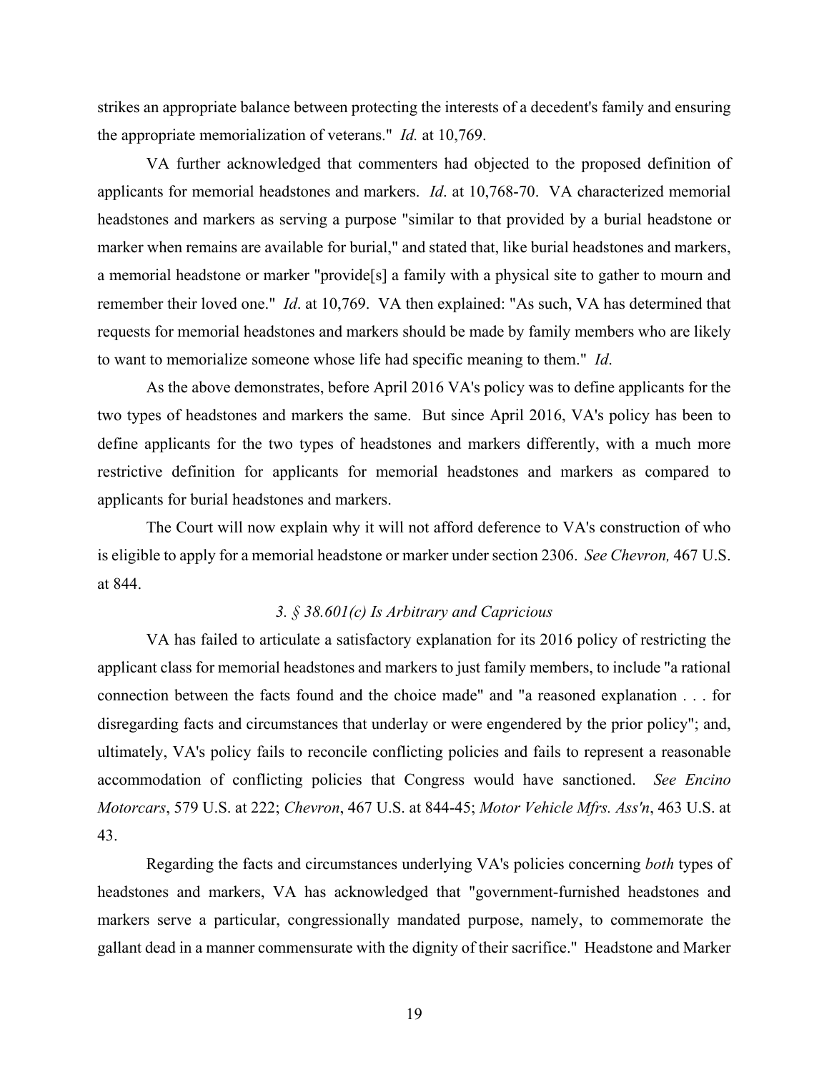strikes an appropriate balance between protecting the interests of a decedent's family and ensuring the appropriate memorialization of veterans." *Id.* at 10,769.

VA further acknowledged that commenters had objected to the proposed definition of applicants for memorial headstones and markers. *Id*. at 10,768-70. VA characterized memorial headstones and markers as serving a purpose "similar to that provided by a burial headstone or marker when remains are available for burial," and stated that, like burial headstones and markers, a memorial headstone or marker "provide[s] a family with a physical site to gather to mourn and remember their loved one." *Id*. at 10,769. VA then explained: "As such, VA has determined that requests for memorial headstones and markers should be made by family members who are likely to want to memorialize someone whose life had specific meaning to them." *Id*.

As the above demonstrates, before April 2016 VA's policy was to define applicants for the two types of headstones and markers the same. But since April 2016, VA's policy has been to define applicants for the two types of headstones and markers differently, with a much more restrictive definition for applicants for memorial headstones and markers as compared to applicants for burial headstones and markers.

The Court will now explain why it will not afford deference to VA's construction of who is eligible to apply for a memorial headstone or marker under section 2306. *See Chevron,* 467 U.S. at 844.

### *3. § 38.601(c) Is Arbitrary and Capricious*

VA has failed to articulate a satisfactory explanation for its 2016 policy of restricting the applicant class for memorial headstones and markers to just family members, to include "a rational connection between the facts found and the choice made" and "a reasoned explanation . . . for disregarding facts and circumstances that underlay or were engendered by the prior policy"; and, ultimately, VA's policy fails to reconcile conflicting policies and fails to represent a reasonable accommodation of conflicting policies that Congress would have sanctioned. *See Encino Motorcars*, 579 U.S. at 222; *Chevron*, 467 U.S. at 844-45; *Motor Vehicle Mfrs. Ass'n*, 463 U.S. at 43.

Regarding the facts and circumstances underlying VA's policies concerning *both* types of headstones and markers, VA has acknowledged that "government-furnished headstones and markers serve a particular, congressionally mandated purpose, namely, to commemorate the gallant dead in a manner commensurate with the dignity of their sacrifice." Headstone and Marker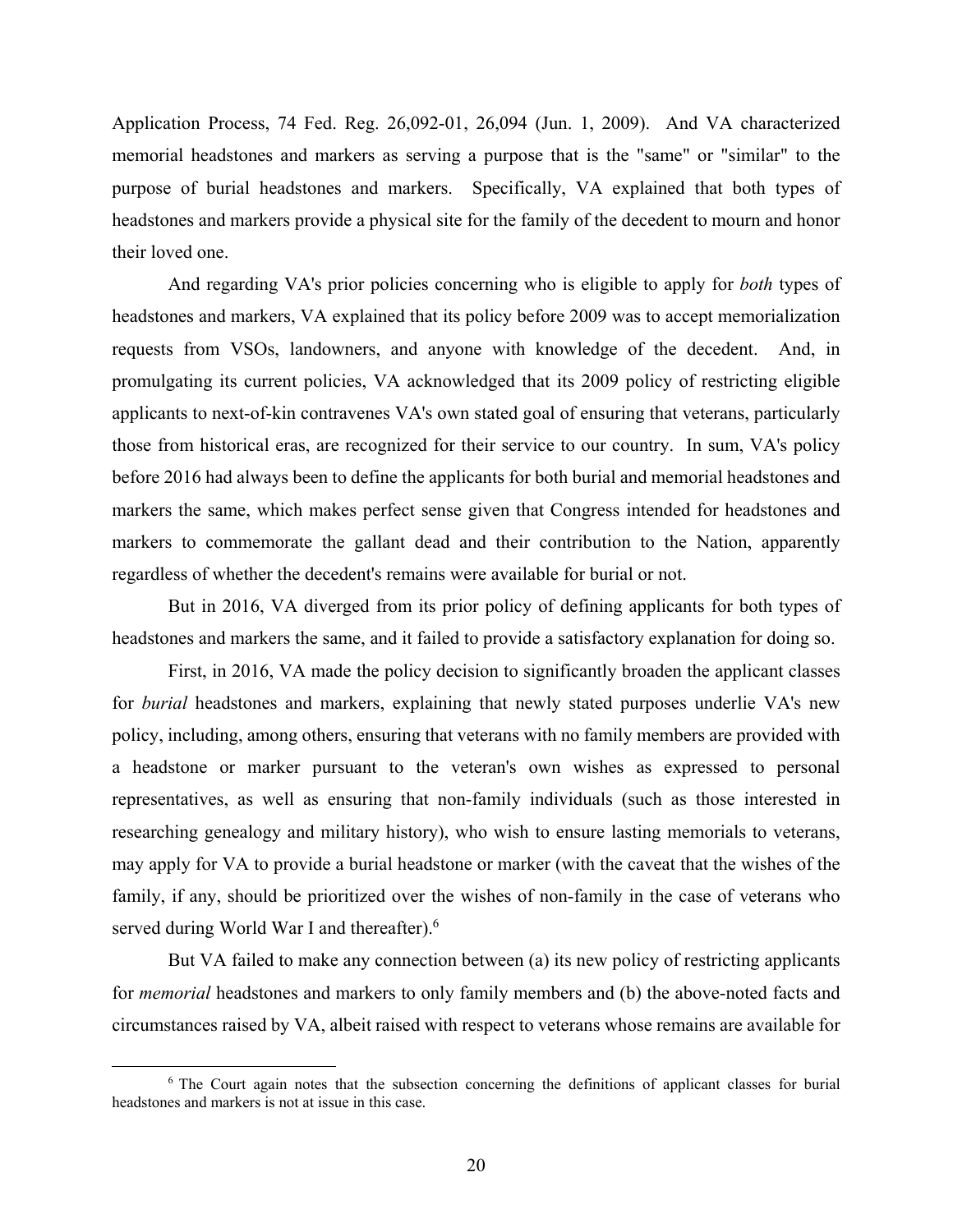Application Process, 74 Fed. Reg. 26,092-01, 26,094 (Jun. 1, 2009). And VA characterized memorial headstones and markers as serving a purpose that is the "same" or "similar" to the purpose of burial headstones and markers. Specifically, VA explained that both types of headstones and markers provide a physical site for the family of the decedent to mourn and honor their loved one.

And regarding VA's prior policies concerning who is eligible to apply for *both* types of headstones and markers, VA explained that its policy before 2009 was to accept memorialization requests from VSOs, landowners, and anyone with knowledge of the decedent. And, in promulgating its current policies, VA acknowledged that its 2009 policy of restricting eligible applicants to next-of-kin contravenes VA's own stated goal of ensuring that veterans, particularly those from historical eras, are recognized for their service to our country. In sum, VA's policy before 2016 had always been to define the applicants for both burial and memorial headstones and markers the same, which makes perfect sense given that Congress intended for headstones and markers to commemorate the gallant dead and their contribution to the Nation, apparently regardless of whether the decedent's remains were available for burial or not.

But in 2016, VA diverged from its prior policy of defining applicants for both types of headstones and markers the same, and it failed to provide a satisfactory explanation for doing so.

First, in 2016, VA made the policy decision to significantly broaden the applicant classes for *burial* headstones and markers, explaining that newly stated purposes underlie VA's new policy, including, among others, ensuring that veterans with no family members are provided with a headstone or marker pursuant to the veteran's own wishes as expressed to personal representatives, as well as ensuring that non-family individuals (such as those interested in researching genealogy and military history), who wish to ensure lasting memorials to veterans, may apply for VA to provide a burial headstone or marker (with the caveat that the wishes of the family, if any, should be prioritized over the wishes of non-family in the case of veterans who served during World War I and thereafter).[6]

But VA failed to make any connection between (a) its new policy of restricting applicants for *memorial* headstones and markers to only family members and (b) the above-noted facts and circumstances raised by VA, albeit raised with respect to veterans whose remains are available for

---

[6] The Court again notes that the subsection concerning the definitions of applicant classes for burial headstones and markers is not at issue in this case.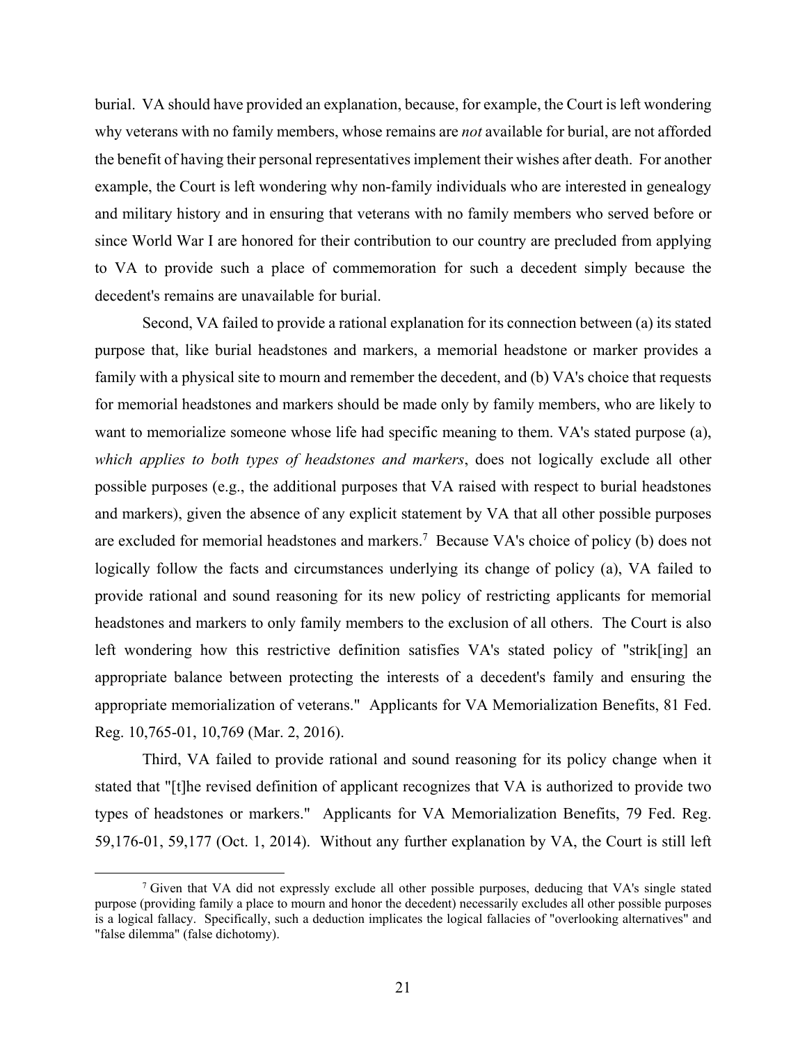burial. VA should have provided an explanation, because, for example, the Court is left wondering why veterans with no family members, whose remains are *not* available for burial, are not afforded the benefit of having their personal representatives implement their wishes after death. For another example, the Court is left wondering why non-family individuals who are interested in genealogy and military history and in ensuring that veterans with no family members who served before or since World War I are honored for their contribution to our country are precluded from applying to VA to provide such a place of commemoration for such a decedent simply because the decedent's remains are unavailable for burial.

Second, VA failed to provide a rational explanation for its connection between (a) its stated purpose that, like burial headstones and markers, a memorial headstone or marker provides a family with a physical site to mourn and remember the decedent, and (b) VA's choice that requests for memorial headstones and markers should be made only by family members, who are likely to want to memorialize someone whose life had specific meaning to them. VA's stated purpose (a), *which applies to both types of headstones and markers*, does not logically exclude all other possible purposes (e.g., the additional purposes that VA raised with respect to burial headstones and markers), given the absence of any explicit statement by VA that all other possible purposes are excluded for memorial headstones and markers.[7] Because VA's choice of policy (b) does not logically follow the facts and circumstances underlying its change of policy (a), VA failed to provide rational and sound reasoning for its new policy of restricting applicants for memorial headstones and markers to only family members to the exclusion of all others. The Court is also left wondering how this restrictive definition satisfies VA's stated policy of "strik[ing] an appropriate balance between protecting the interests of a decedent's family and ensuring the appropriate memorialization of veterans." Applicants for VA Memorialization Benefits, 81 Fed. Reg. 10,765-01, 10,769 (Mar. 2, 2016).

Third, VA failed to provide rational and sound reasoning for its policy change when it stated that "[t]he revised definition of applicant recognizes that VA is authorized to provide two types of headstones or markers." Applicants for VA Memorialization Benefits, 79 Fed. Reg. 59,176-01, 59,177 (Oct. 1, 2014). Without any further explanation by VA, the Court is still left

---

[7] Given that VA did not expressly exclude all other possible purposes, deducing that VA's single stated purpose (providing family a place to mourn and honor the decedent) necessarily excludes all other possible purposes is a logical fallacy. Specifically, such a deduction implicates the logical fallacies of "overlooking alternatives" and "false dilemma" (false dichotomy).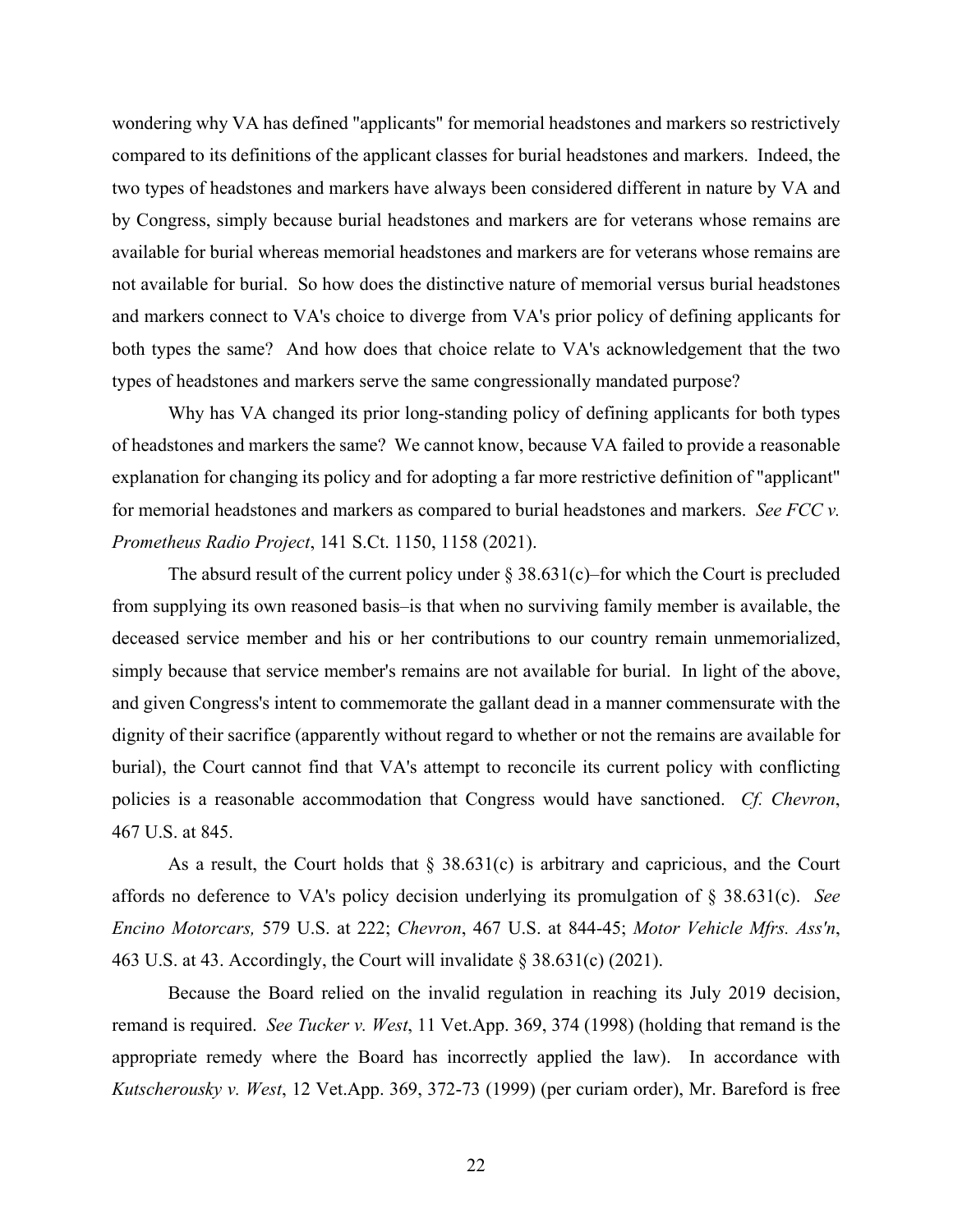wondering why VA has defined "applicants" for memorial headstones and markers so restrictively compared to its definitions of the applicant classes for burial headstones and markers. Indeed, the two types of headstones and markers have always been considered different in nature by VA and by Congress, simply because burial headstones and markers are for veterans whose remains are available for burial whereas memorial headstones and markers are for veterans whose remains are not available for burial. So how does the distinctive nature of memorial versus burial headstones and markers connect to VA's choice to diverge from VA's prior policy of defining applicants for both types the same? And how does that choice relate to VA's acknowledgement that the two types of headstones and markers serve the same congressionally mandated purpose?

Why has VA changed its prior long-standing policy of defining applicants for both types of headstones and markers the same? We cannot know, because VA failed to provide a reasonable explanation for changing its policy and for adopting a far more restrictive definition of "applicant" for memorial headstones and markers as compared to burial headstones and markers. *See FCC v. Prometheus Radio Project*, 141 S.Ct. 1150, 1158 (2021).

The absurd result of the current policy under § 38.631(c)–for which the Court is precluded from supplying its own reasoned basis–is that when no surviving family member is available, the deceased service member and his or her contributions to our country remain unmemorialized, simply because that service member's remains are not available for burial. In light of the above, and given Congress's intent to commemorate the gallant dead in a manner commensurate with the dignity of their sacrifice (apparently without regard to whether or not the remains are available for burial), the Court cannot find that VA's attempt to reconcile its current policy with conflicting policies is a reasonable accommodation that Congress would have sanctioned. *Cf. Chevron*, 467 U.S. at 845.

As a result, the Court holds that § 38.631(c) is arbitrary and capricious, and the Court affords no deference to VA's policy decision underlying its promulgation of § 38.631(c). *See Encino Motorcars,* 579 U.S. at 222; *Chevron*, 467 U.S. at 844-45; *Motor Vehicle Mfrs. Ass'n*, 463 U.S. at 43. Accordingly, the Court will invalidate § 38.631(c) (2021).

Because the Board relied on the invalid regulation in reaching its July 2019 decision, remand is required. *See Tucker v. West*, 11 Vet.App. 369, 374 (1998) (holding that remand is the appropriate remedy where the Board has incorrectly applied the law). In accordance with *Kutscherousky v. West*, 12 Vet.App. 369, 372-73 (1999) (per curiam order), Mr. Bareford is free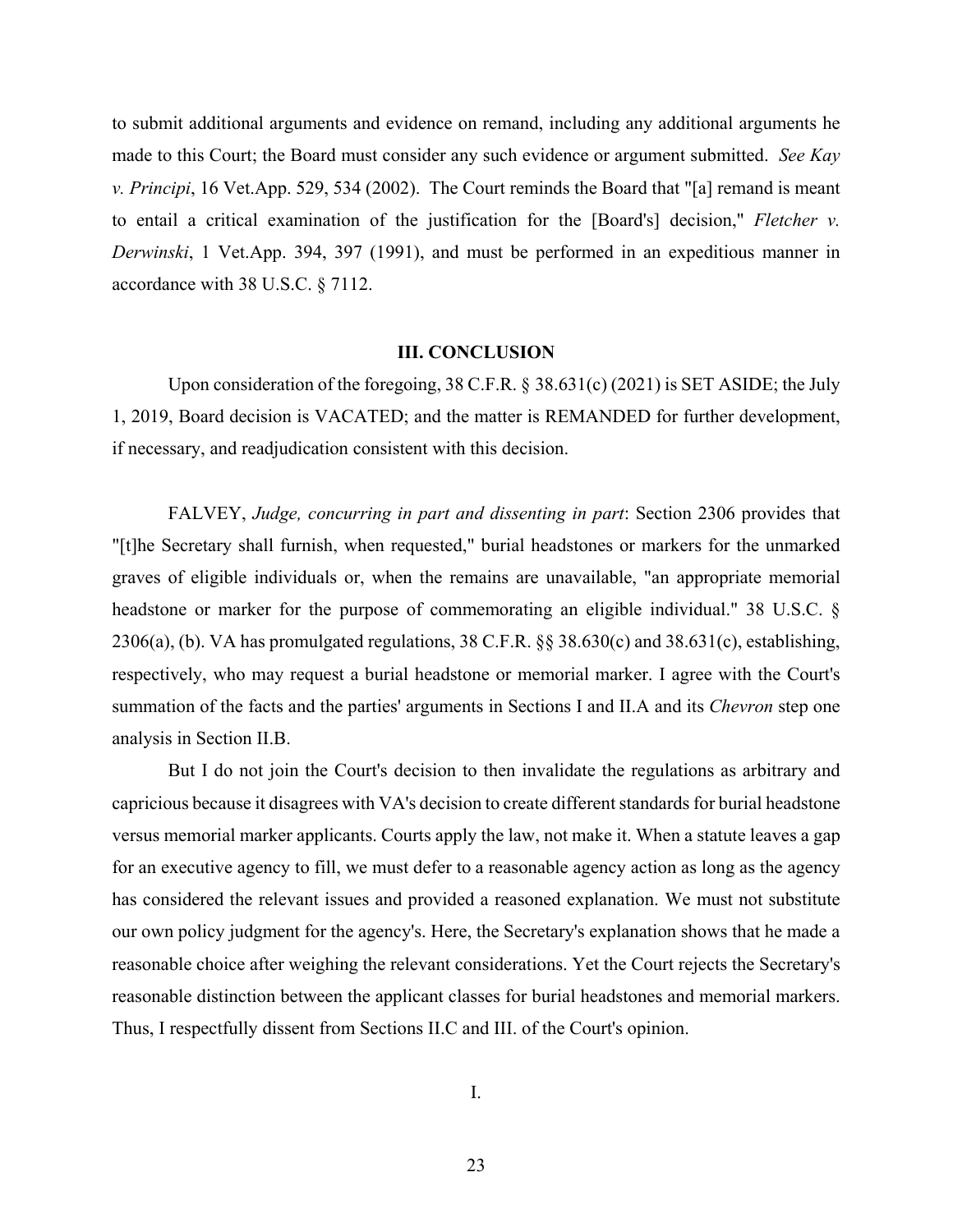to submit additional arguments and evidence on remand, including any additional arguments he made to this Court; the Board must consider any such evidence or argument submitted. *See Kay v. Principi*, 16 Vet.App. 529, 534 (2002). The Court reminds the Board that "[a] remand is meant to entail a critical examination of the justification for the [Board's] decision," *Fletcher v. Derwinski*, 1 Vet.App. 394, 397 (1991), and must be performed in an expeditious manner in accordance with 38 U.S.C. § 7112.

## III. CONCLUSION

Upon consideration of the foregoing, 38 C.F.R. § 38.631(c) (2021) is SET ASIDE; the July 1, 2019, Board decision is VACATED; and the matter is REMANDED for further development, if necessary, and readjudication consistent with this decision.

FALVEY, *Judge, concurring in part and dissenting in part*: Section 2306 provides that "[t]he Secretary shall furnish, when requested," burial headstones or markers for the unmarked graves of eligible individuals or, when the remains are unavailable, "an appropriate memorial headstone or marker for the purpose of commemorating an eligible individual." 38 U.S.C. § 2306(a), (b). VA has promulgated regulations, 38 C.F.R. §§ 38.630(c) and 38.631(c), establishing, respectively, who may request a burial headstone or memorial marker. I agree with the Court's summation of the facts and the parties' arguments in Sections I and II.A and its *Chevron* step one analysis in Section II.B.

But I do not join the Court's decision to then invalidate the regulations as arbitrary and capricious because it disagrees with VA's decision to create different standards for burial headstone versus memorial marker applicants. Courts apply the law, not make it. When a statute leaves a gap for an executive agency to fill, we must defer to a reasonable agency action as long as the agency has considered the relevant issues and provided a reasoned explanation. We must not substitute our own policy judgment for the agency's. Here, the Secretary's explanation shows that he made a reasonable choice after weighing the relevant considerations. Yet the Court rejects the Secretary's reasonable distinction between the applicant classes for burial headstones and memorial markers. Thus, I respectfully dissent from Sections II.C and III. of the Court's opinion.

I.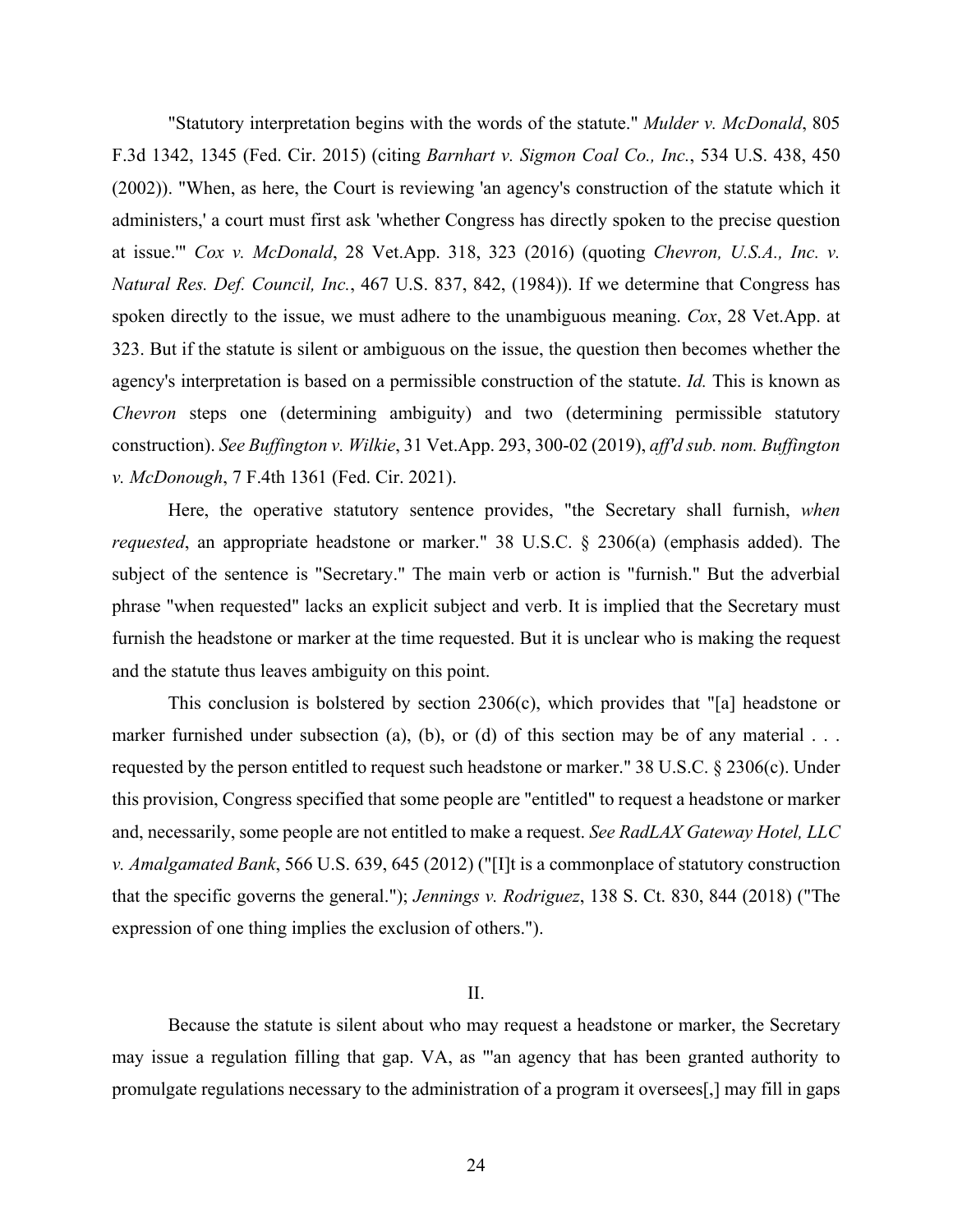"Statutory interpretation begins with the words of the statute." *Mulder v. McDonald*, 805 F.3d 1342, 1345 (Fed. Cir. 2015) (citing *Barnhart v. Sigmon Coal Co., Inc.*, 534 U.S. 438, 450 (2002)). "When, as here, the Court is reviewing 'an agency's construction of the statute which it administers,' a court must first ask 'whether Congress has directly spoken to the precise question at issue.'" *Cox v. McDonald*, 28 Vet.App. 318, 323 (2016) (quoting *Chevron, U.S.A., Inc. v. Natural Res. Def. Council, Inc.*, 467 U.S. 837, 842, (1984)). If we determine that Congress has spoken directly to the issue, we must adhere to the unambiguous meaning. *Cox*, 28 Vet.App. at 323. But if the statute is silent or ambiguous on the issue, the question then becomes whether the agency's interpretation is based on a permissible construction of the statute. *Id.* This is known as *Chevron* steps one (determining ambiguity) and two (determining permissible statutory construction). *See Buffington v. Wilkie*, 31 Vet.App. 293, 300-02 (2019), *aff'd sub. nom. Buffington v. McDonough*, 7 F.4th 1361 (Fed. Cir. 2021).

Here, the operative statutory sentence provides, "the Secretary shall furnish, *when requested*, an appropriate headstone or marker." 38 U.S.C. § 2306(a) (emphasis added). The subject of the sentence is "Secretary." The main verb or action is "furnish." But the adverbial phrase "when requested" lacks an explicit subject and verb. It is implied that the Secretary must furnish the headstone or marker at the time requested. But it is unclear who is making the request and the statute thus leaves ambiguity on this point.

This conclusion is bolstered by section 2306(c), which provides that "[a] headstone or marker furnished under subsection (a), (b), or (d) of this section may be of any material . . . requested by the person entitled to request such headstone or marker." 38 U.S.C. § 2306(c). Under this provision, Congress specified that some people are "entitled" to request a headstone or marker and, necessarily, some people are not entitled to make a request. *See RadLAX Gateway Hotel, LLC v. Amalgamated Bank*, 566 U.S. 639, 645 (2012) ("[I]t is a commonplace of statutory construction that the specific governs the general."); *Jennings v. Rodriguez*, 138 S. Ct. 830, 844 (2018) ("The expression of one thing implies the exclusion of others.").

## II.

Because the statute is silent about who may request a headstone or marker, the Secretary may issue a regulation filling that gap. VA, as "'an agency that has been granted authority to promulgate regulations necessary to the administration of a program it oversees[,] may fill in gaps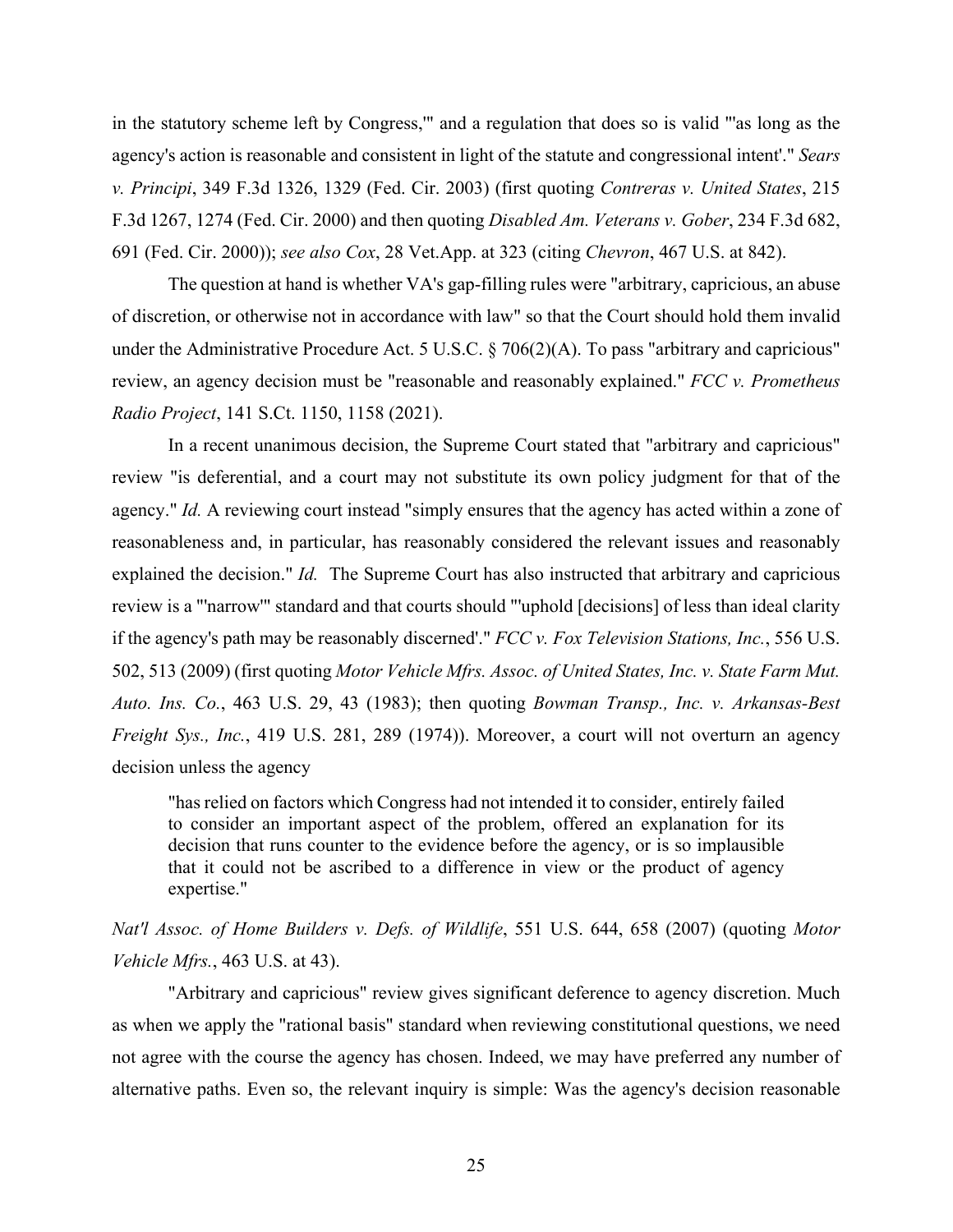in the statutory scheme left by Congress,'" and a regulation that does so is valid "'as long as the agency's action is reasonable and consistent in light of the statute and congressional intent'." *Sears v. Principi*, 349 F.3d 1326, 1329 (Fed. Cir. 2003) (first quoting *Contreras v. United States*, 215 F.3d 1267, 1274 (Fed. Cir. 2000) and then quoting *Disabled Am. Veterans v. Gober*, 234 F.3d 682, 691 (Fed. Cir. 2000)); *see also Cox*, 28 Vet.App. at 323 (citing *Chevron*, 467 U.S. at 842).

The question at hand is whether VA's gap-filling rules were "arbitrary, capricious, an abuse of discretion, or otherwise not in accordance with law" so that the Court should hold them invalid under the Administrative Procedure Act. 5 U.S.C. § 706(2)(A). To pass "arbitrary and capricious" review, an agency decision must be "reasonable and reasonably explained." *FCC v. Prometheus Radio Project*, 141 S.Ct. 1150, 1158 (2021).

In a recent unanimous decision, the Supreme Court stated that "arbitrary and capricious" review "is deferential, and a court may not substitute its own policy judgment for that of the agency." *Id.* A reviewing court instead "simply ensures that the agency has acted within a zone of reasonableness and, in particular, has reasonably considered the relevant issues and reasonably explained the decision." *Id.* The Supreme Court has also instructed that arbitrary and capricious review is a "'narrow'" standard and that courts should "'uphold [decisions] of less than ideal clarity if the agency's path may be reasonably discerned'." *FCC v. Fox Television Stations, Inc.*, 556 U.S. 502, 513 (2009) (first quoting *Motor Vehicle Mfrs. Assoc. of United States, Inc. v. State Farm Mut. Auto. Ins. Co.*, 463 U.S. 29, 43 (1983); then quoting *Bowman Transp., Inc. v. Arkansas-Best Freight Sys., Inc.*, 419 U.S. 281, 289 (1974)). Moreover, a court will not overturn an agency decision unless the agency

> "has relied on factors which Congress had not intended it to consider, entirely failed to consider an important aspect of the problem, offered an explanation for its decision that runs counter to the evidence before the agency, or is so implausible that it could not be ascribed to a difference in view or the product of agency expertise."

*Nat'l Assoc. of Home Builders v. Defs. of Wildlife*, 551 U.S. 644, 658 (2007) (quoting *Motor Vehicle Mfrs.*, 463 U.S. at 43).

"Arbitrary and capricious" review gives significant deference to agency discretion. Much as when we apply the "rational basis" standard when reviewing constitutional questions, we need not agree with the course the agency has chosen. Indeed, we may have preferred any number of alternative paths. Even so, the relevant inquiry is simple: Was the agency's decision reasonable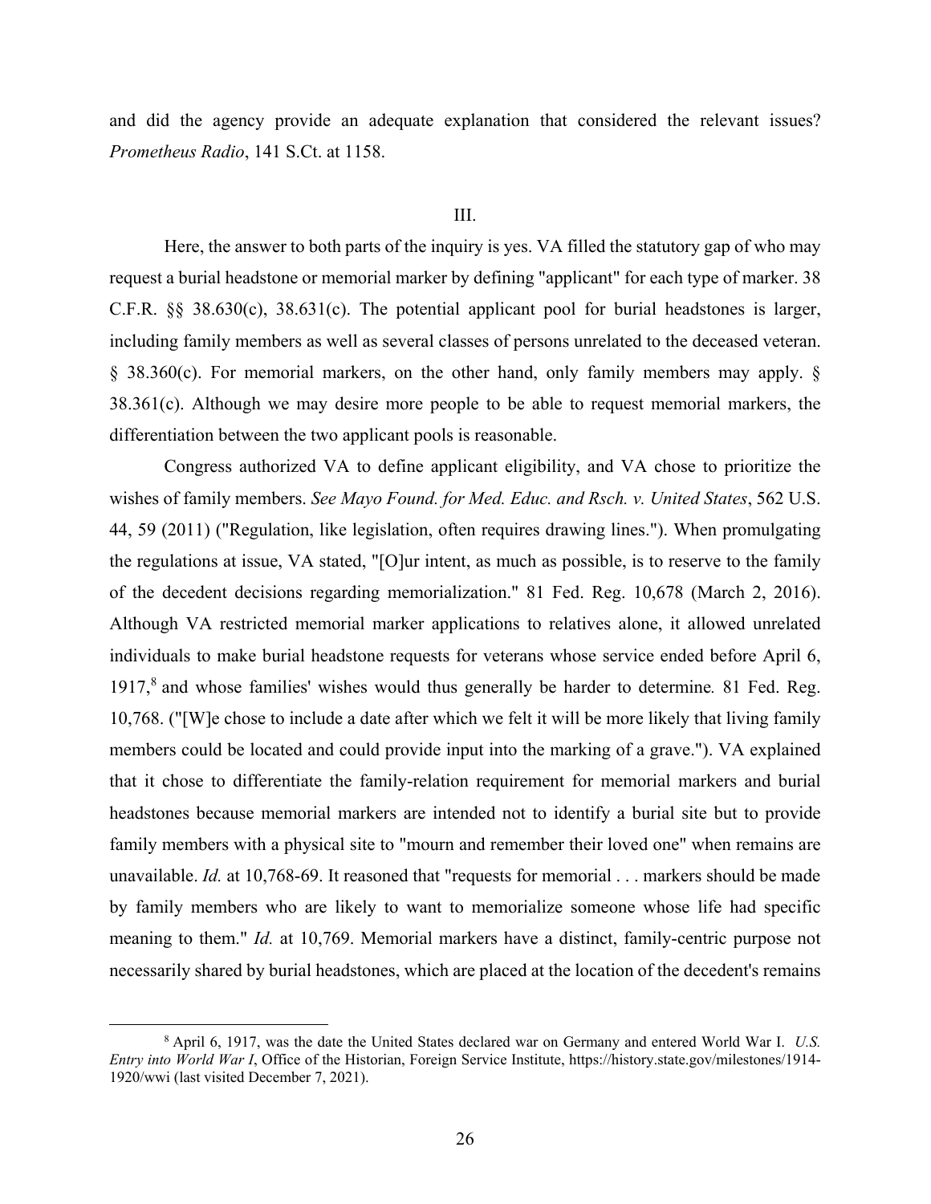and did the agency provide an adequate explanation that considered the relevant issues? *Prometheus Radio*, 141 S.Ct. at 1158.

## III.

Here, the answer to both parts of the inquiry is yes. VA filled the statutory gap of who may request a burial headstone or memorial marker by defining "applicant" for each type of marker. 38 C.F.R. §§ 38.630(c), 38.631(c). The potential applicant pool for burial headstones is larger, including family members as well as several classes of persons unrelated to the deceased veteran. § 38.360(c). For memorial markers, on the other hand, only family members may apply. § 38.361(c). Although we may desire more people to be able to request memorial markers, the differentiation between the two applicant pools is reasonable.

Congress authorized VA to define applicant eligibility, and VA chose to prioritize the wishes of family members. *See Mayo Found. for Med. Educ. and Rsch. v. United States*, 562 U.S. 44, 59 (2011) ("Regulation, like legislation, often requires drawing lines."). When promulgating the regulations at issue, VA stated, "[O]ur intent, as much as possible, is to reserve to the family of the decedent decisions regarding memorialization." 81 Fed. Reg. 10,678 (March 2, 2016). Although VA restricted memorial marker applications to relatives alone, it allowed unrelated individuals to make burial headstone requests for veterans whose service ended before April 6, 1917,[8] and whose families' wishes would thus generally be harder to determine. 81 Fed. Reg. 10,768. ("[W]e chose to include a date after which we felt it will be more likely that living family members could be located and could provide input into the marking of a grave."). VA explained that it chose to differentiate the family-relation requirement for memorial markers and burial headstones because memorial markers are intended not to identify a burial site but to provide family members with a physical site to "mourn and remember their loved one" when remains are unavailable. *Id.* at 10,768-69. It reasoned that "requests for memorial . . . markers should be made by family members who are likely to want to memorialize someone whose life had specific meaning to them." *Id.* at 10,769. Memorial markers have a distinct, family-centric purpose not necessarily shared by burial headstones, which are placed at the location of the decedent's remains

---

[8] April 6, 1917, was the date the United States declared war on Germany and entered World War I. *U.S. Entry into World War I*, Office of the Historian, Foreign Service Institute, https://history.state.gov/milestones/1914-1920/wwi (last visited December 7, 2021).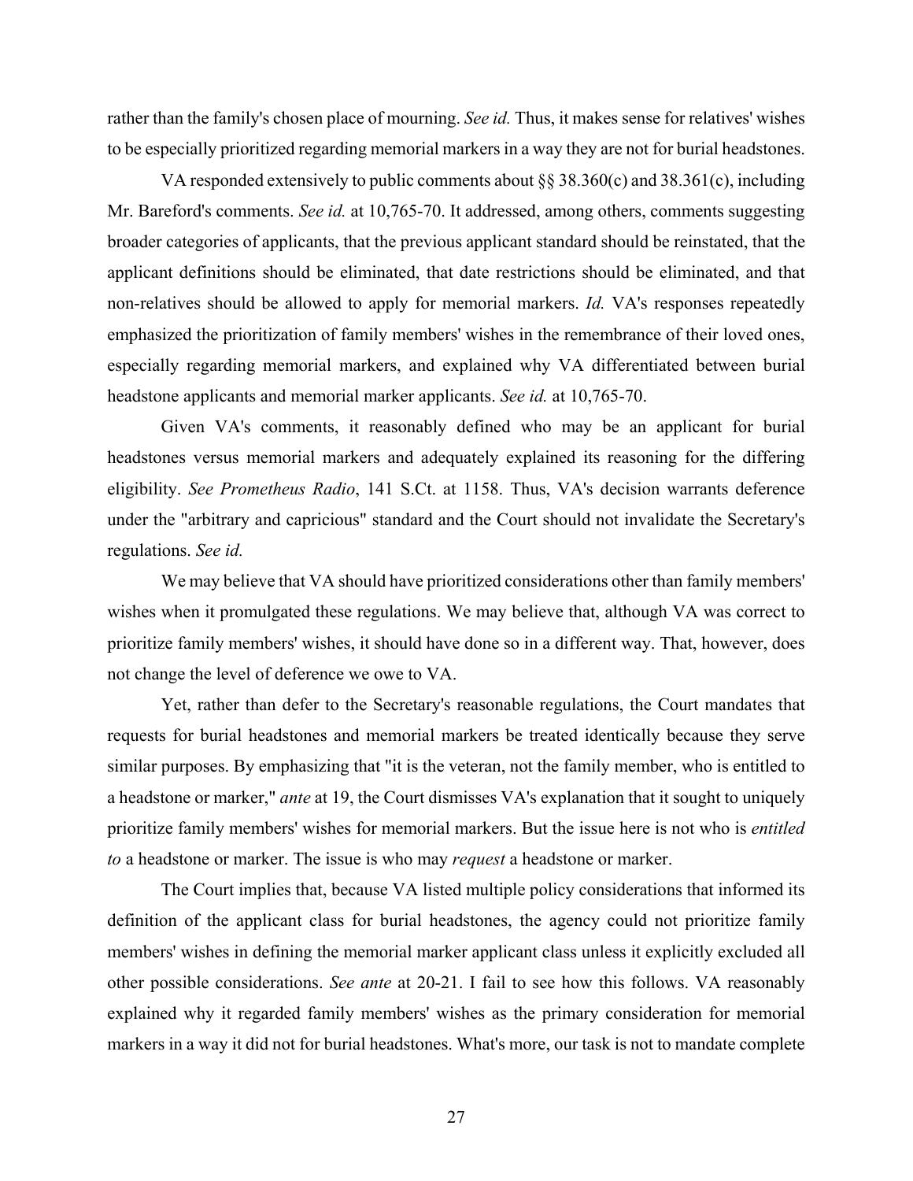rather than the family's chosen place of mourning. *See id.* Thus, it makes sense for relatives' wishes to be especially prioritized regarding memorial markers in a way they are not for burial headstones.

VA responded extensively to public comments about §§ 38.360(c) and 38.361(c), including Mr. Bareford's comments. *See id.* at 10,765-70. It addressed, among others, comments suggesting broader categories of applicants, that the previous applicant standard should be reinstated, that the applicant definitions should be eliminated, that date restrictions should be eliminated, and that non-relatives should be allowed to apply for memorial markers. *Id.* VA's responses repeatedly emphasized the prioritization of family members' wishes in the remembrance of their loved ones, especially regarding memorial markers, and explained why VA differentiated between burial headstone applicants and memorial marker applicants. *See id.* at 10,765-70.

Given VA's comments, it reasonably defined who may be an applicant for burial headstones versus memorial markers and adequately explained its reasoning for the differing eligibility. *See Prometheus Radio*, 141 S.Ct. at 1158. Thus, VA's decision warrants deference under the "arbitrary and capricious" standard and the Court should not invalidate the Secretary's regulations. *See id.*

We may believe that VA should have prioritized considerations other than family members' wishes when it promulgated these regulations. We may believe that, although VA was correct to prioritize family members' wishes, it should have done so in a different way. That, however, does not change the level of deference we owe to VA.

Yet, rather than defer to the Secretary's reasonable regulations, the Court mandates that requests for burial headstones and memorial markers be treated identically because they serve similar purposes. By emphasizing that "it is the veteran, not the family member, who is entitled to a headstone or marker," *ante* at 19, the Court dismisses VA's explanation that it sought to uniquely prioritize family members' wishes for memorial markers. But the issue here is not who is *entitled to* a headstone or marker. The issue is who may *request* a headstone or marker.

The Court implies that, because VA listed multiple policy considerations that informed its definition of the applicant class for burial headstones, the agency could not prioritize family members' wishes in defining the memorial marker applicant class unless it explicitly excluded all other possible considerations. *See ante* at 20-21. I fail to see how this follows. VA reasonably explained why it regarded family members' wishes as the primary consideration for memorial markers in a way it did not for burial headstones. What's more, our task is not to mandate complete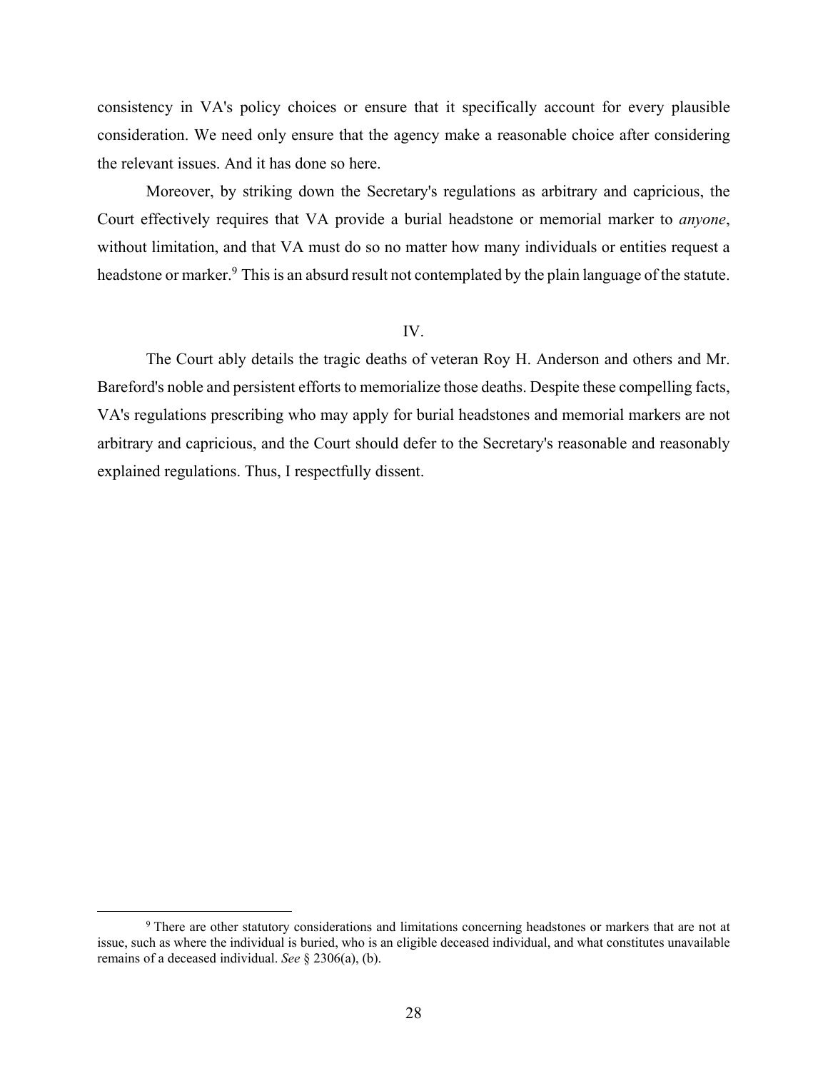consistency in VA's policy choices or ensure that it specifically account for every plausible consideration. We need only ensure that the agency make a reasonable choice after considering the relevant issues. And it has done so here.

Moreover, by striking down the Secretary's regulations as arbitrary and capricious, the Court effectively requires that VA provide a burial headstone or memorial marker to *anyone*, without limitation, and that VA must do so no matter how many individuals or entities request a headstone or marker.[9] This is an absurd result not contemplated by the plain language of the statute.

IV.

The Court ably details the tragic deaths of veteran Roy H. Anderson and others and Mr. Bareford's noble and persistent efforts to memorialize those deaths. Despite these compelling facts, VA's regulations prescribing who may apply for burial headstones and memorial markers are not arbitrary and capricious, and the Court should defer to the Secretary's reasonable and reasonably explained regulations. Thus, I respectfully dissent.

[9] There are other statutory considerations and limitations concerning headstones or markers that are not at issue, such as where the individual is buried, who is an eligible deceased individual, and what constitutes unavailable remains of a deceased individual. *See* § 2306(a), (b).